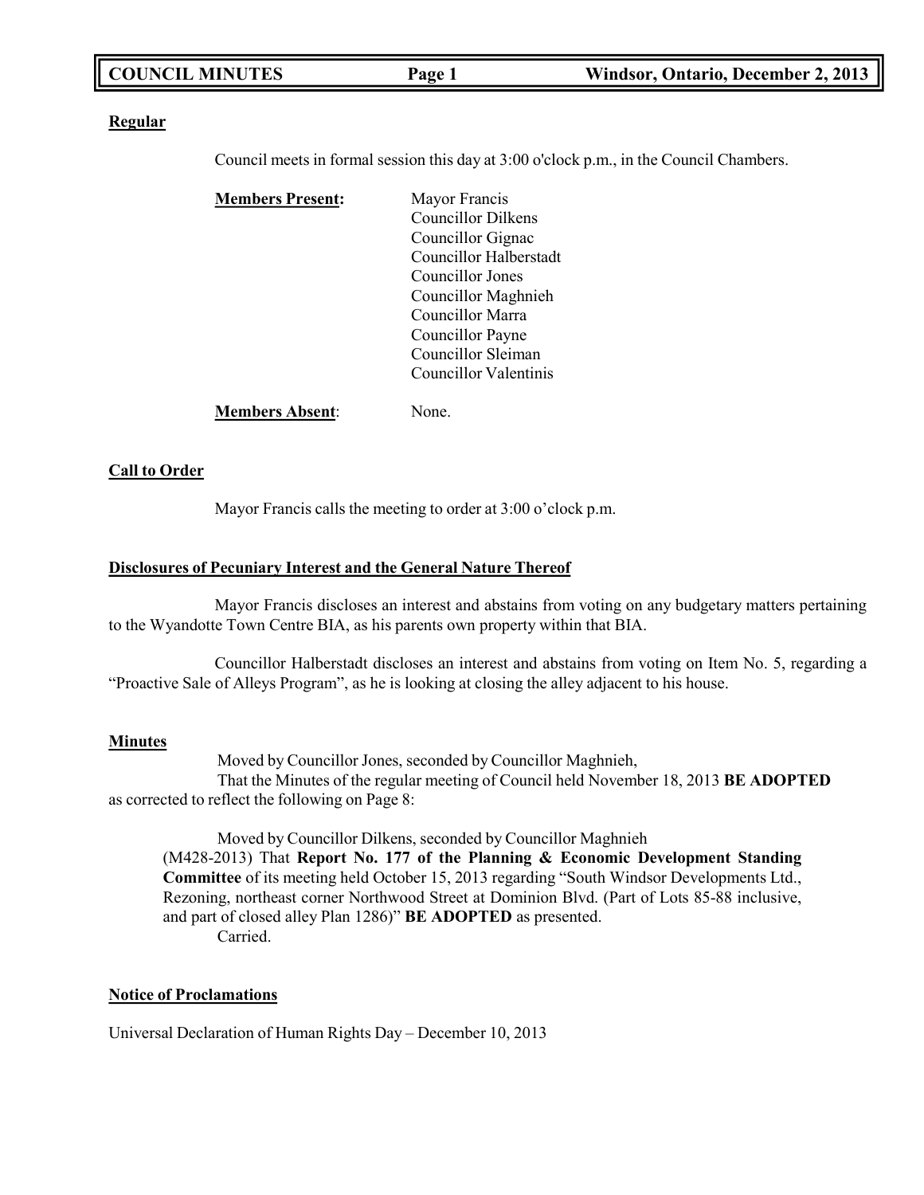**Regular**

Council meets in formal session this day at 3:00 o'clock p.m., in the Council Chambers.

**Members Present:** Mayor Francis
Councillor Dilkens
Councillor Gignac
Councillor Halberstadt
Councillor Jones
Councillor Maghnieh
Councillor Marra
Councillor Payne
Councillor Sleiman
Councillor Valentinis

**Members Absent**: None.

**Call to Order**

Mayor Francis calls the meeting to order at 3:00 o'clock p.m.

**Disclosures of Pecuniary Interest and the General Nature Thereof**

Mayor Francis discloses an interest and abstains from voting on any budgetary matters pertaining to the Wyandotte Town Centre BIA, as his parents own property within that BIA.

Councillor Halberstadt discloses an interest and abstains from voting on Item No. 5, regarding a "Proactive Sale of Alleys Program", as he is looking at closing the alley adjacent to his house.

**Minutes**

Moved by Councillor Jones, seconded by Councillor Maghnieh,
That the Minutes of the regular meeting of Council held November 18, 2013 **BE ADOPTED** as corrected to reflect the following on Page 8:

> Moved by Councillor Dilkens, seconded by Councillor Maghnieh
> (M428-2013) That **Report No. 177 of the Planning & Economic Development Standing Committee** of its meeting held October 15, 2013 regarding "South Windsor Developments Ltd., Rezoning, northeast corner Northwood Street at Dominion Blvd. (Part of Lots 85-88 inclusive, and part of closed alley Plan 1286)" **BE ADOPTED** as presented.
> Carried.

**Notice of Proclamations**

Universal Declaration of Human Rights Day – December 10, 2013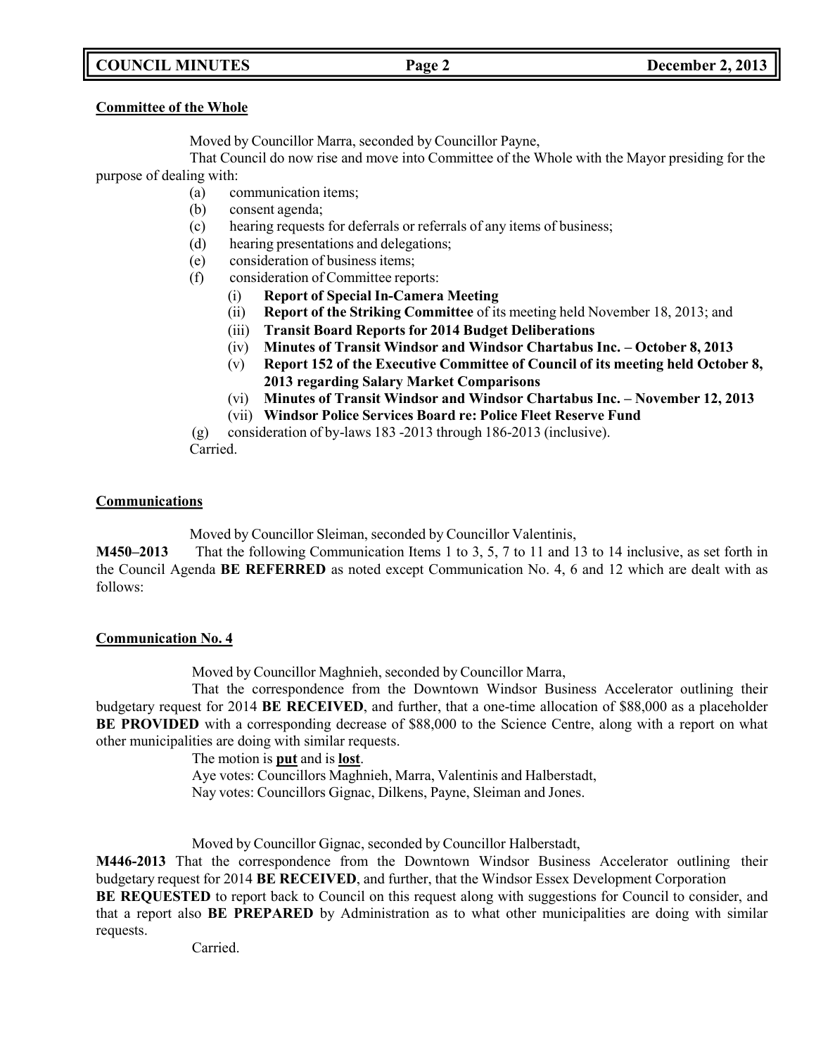**Committee of the Whole**

Moved by Councillor Marra, seconded by Councillor Payne,

That Council do now rise and move into Committee of the Whole with the Mayor presiding for the purpose of dealing with:

- (a) communication items;
- (b) consent agenda;
- (c) hearing requests for deferrals or referrals of any items of business;
- (d) hearing presentations and delegations;
- (e) consideration of business items;
- (f) consideration of Committee reports:
  - (i) **Report of Special In-Camera Meeting**
  - (ii) **Report of the Striking Committee** of its meeting held November 18, 2013; and
  - (iii) **Transit Board Reports for 2014 Budget Deliberations**
  - (iv) **Minutes of Transit Windsor and Windsor Chartabus Inc. – October 8, 2013**
  - (v) **Report 152 of the Executive Committee of Council of its meeting held October 8, 2013 regarding Salary Market Comparisons**
  - (vi) **Minutes of Transit Windsor and Windsor Chartabus Inc. – November 12, 2013**
  - (vii) **Windsor Police Services Board re: Police Fleet Reserve Fund**
- (g) consideration of by-laws 183 -2013 through 186-2013 (inclusive).

Carried.

**Communications**

Moved by Councillor Sleiman, seconded by Councillor Valentinis,

**M450–2013** That the following Communication Items 1 to 3, 5, 7 to 11 and 13 to 14 inclusive, as set forth in the Council Agenda **BE REFERRED** as noted except Communication No. 4, 6 and 12 which are dealt with as follows:

**Communication No. 4**

Moved by Councillor Maghnieh, seconded by Councillor Marra,

That the correspondence from the Downtown Windsor Business Accelerator outlining their budgetary request for 2014 **BE RECEIVED**, and further, that a one-time allocation of $88,000 as a placeholder **BE PROVIDED** with a corresponding decrease of $88,000 to the Science Centre, along with a report on what other municipalities are doing with similar requests.

The motion is **put** and is **lost**.

Aye votes: Councillors Maghnieh, Marra, Valentinis and Halberstadt,

Nay votes: Councillors Gignac, Dilkens, Payne, Sleiman and Jones.

Moved by Councillor Gignac, seconded by Councillor Halberstadt,

**M446-2013** That the correspondence from the Downtown Windsor Business Accelerator outlining their budgetary request for 2014 **BE RECEIVED**, and further, that the Windsor Essex Development Corporation **BE REQUESTED** to report back to Council on this request along with suggestions for Council to consider, and that a report also **BE PREPARED** by Administration as to what other municipalities are doing with similar requests.

Carried.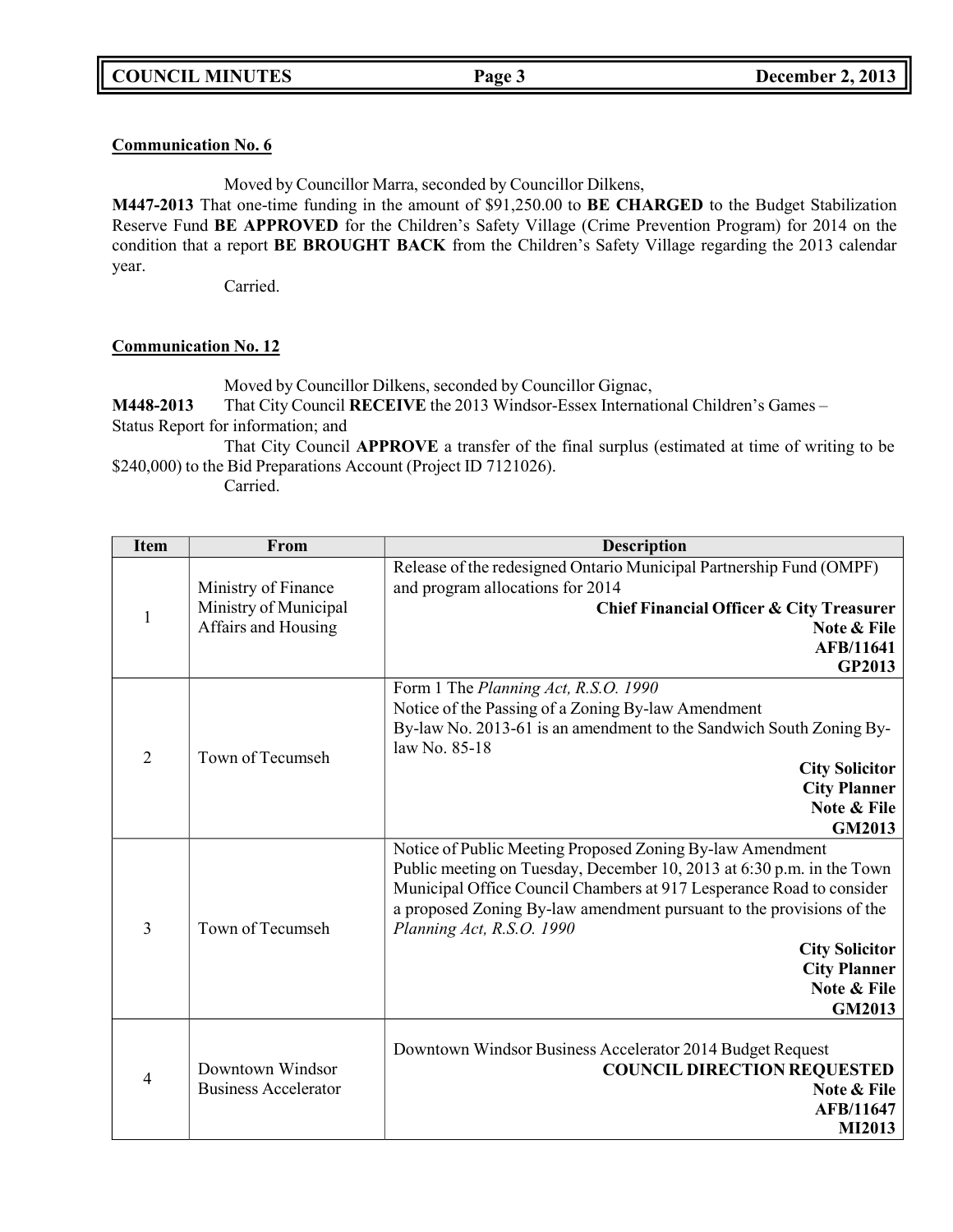**Communication No. 6**

Moved by Councillor Marra, seconded by Councillor Dilkens,

**M447-2013** That one-time funding in the amount of $91,250.00 to **BE CHARGED** to the Budget Stabilization Reserve Fund **BE APPROVED** for the Children's Safety Village (Crime Prevention Program) for 2014 on the condition that a report **BE BROUGHT BACK** from the Children's Safety Village regarding the 2013 calendar year.

Carried.

**Communication No. 12**

Moved by Councillor Dilkens, seconded by Councillor Gignac,

**M448-2013** That City Council **RECEIVE** the 2013 Windsor-Essex International Children's Games – Status Report for information; and

That City Council **APPROVE** a transfer of the final surplus (estimated at time of writing to be $240,000) to the Bid Preparations Account (Project ID 7121026).

Carried.

| Item | From | Description |
|---|---|---|
| 1 | Ministry of Finance<br>Ministry of Municipal Affairs and Housing | Release of the redesigned Ontario Municipal Partnership Fund (OMPF) and program allocations for 2014<br>**Chief Financial Officer & City Treasurer**<br>**Note & File**<br>**AFB/11641**<br>**GP2013** |
| 2 | Town of Tecumseh | Form 1 The *Planning Act, R.S.O. 1990*<br>Notice of the Passing of a Zoning By-law Amendment<br>By-law No. 2013-61 is an amendment to the Sandwich South Zoning By-law No. 85-18<br>**City Solicitor**<br>**City Planner**<br>**Note & File**<br>**GM2013** |
| 3 | Town of Tecumseh | Notice of Public Meeting Proposed Zoning By-law Amendment<br>Public meeting on Tuesday, December 10, 2013 at 6:30 p.m. in the Town Municipal Office Council Chambers at 917 Lesperance Road to consider a proposed Zoning By-law amendment pursuant to the provisions of the *Planning Act, R.S.O. 1990*<br>**City Solicitor**<br>**City Planner**<br>**Note & File**<br>**GM2013** |
| 4 | Downtown Windsor Business Accelerator | Downtown Windsor Business Accelerator 2014 Budget Request<br>**COUNCIL DIRECTION REQUESTED**<br>**Note & File**<br>**AFB/11647**<br>**MI2013** |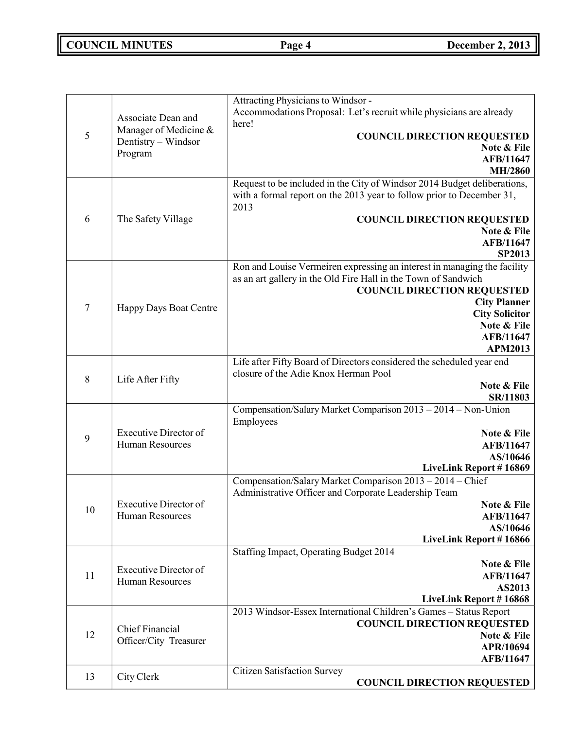| | | |
|---|---|---|
| 5 | Associate Dean and Manager of Medicine & Dentistry – Windsor Program | Attracting Physicians to Windsor - Accommodations Proposal: Let's recruit while physicians are already here! **COUNCIL DIRECTION REQUESTED** **Note & File** **AFB/11647** **MH/2860** |
| 6 | The Safety Village | Request to be included in the City of Windsor 2014 Budget deliberations, with a formal report on the 2013 year to follow prior to December 31, 2013 **COUNCIL DIRECTION REQUESTED** **Note & File** **AFB/11647** **SP2013** |
| 7 | Happy Days Boat Centre | Ron and Louise Vermeiren expressing an interest in managing the facility as an art gallery in the Old Fire Hall in the Town of Sandwich **COUNCIL DIRECTION REQUESTED** **City Planner** **City Solicitor** **Note & File** **AFB/11647** **APM2013** |
| 8 | Life After Fifty | Life after Fifty Board of Directors considered the scheduled year end closure of the Adie Knox Herman Pool **Note & File** **SR/11803** |
| 9 | Executive Director of Human Resources | Compensation/Salary Market Comparison 2013 – 2014 – Non-Union Employees **Note & File** **AFB/11647** **AS/10646** **LiveLink Report # 16869** |
| 10 | Executive Director of Human Resources | Compensation/Salary Market Comparison 2013 – 2014 – Chief Administrative Officer and Corporate Leadership Team **Note & File** **AFB/11647** **AS/10646** **LiveLink Report # 16866** |
| 11 | Executive Director of Human Resources | Staffing Impact, Operating Budget 2014 **Note & File** **AFB/11647** **AS2013** **LiveLink Report # 16868** |
| 12 | Chief Financial Officer/City Treasurer | 2013 Windsor-Essex International Children's Games – Status Report **COUNCIL DIRECTION REQUESTED** **Note & File** **APR/10694** **AFB/11647** |
| 13 | City Clerk | Citizen Satisfaction Survey **COUNCIL DIRECTION REQUESTED** |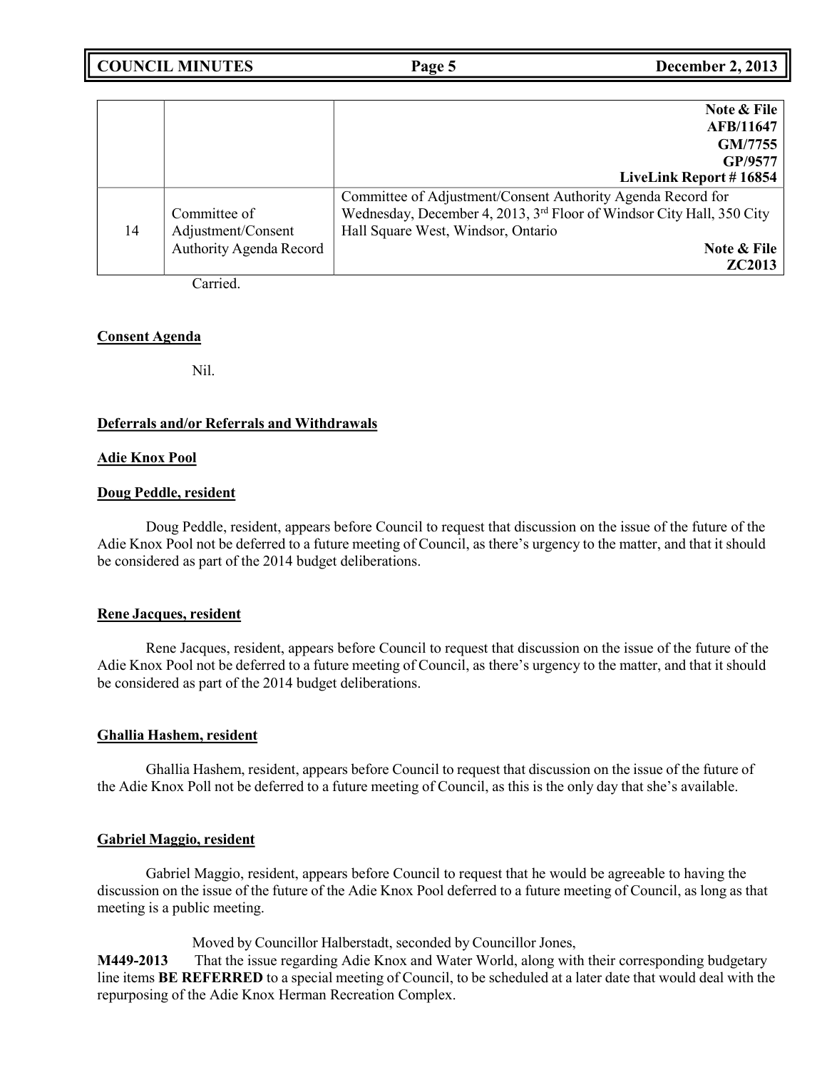|    |    |    |
|---|---|---|
| | | **Note & File**<br>**AFB/11647**<br>**GM/7755**<br>**GP/9577**<br>**LiveLink Report # 16854** |
| 14 | Committee of Adjustment/Consent Authority Agenda Record | Committee of Adjustment/Consent Authority Agenda Record for Wednesday, December 4, 2013, 3rd Floor of Windsor City Hall, 350 City Hall Square West, Windsor, Ontario<br>**Note & File**<br>**ZC2013** |

Carried.

**Consent Agenda**

Nil.

**Deferrals and/or Referrals and Withdrawals**

**Adie Knox Pool**

**Doug Peddle, resident**

Doug Peddle, resident, appears before Council to request that discussion on the issue of the future of the Adie Knox Pool not be deferred to a future meeting of Council, as there's urgency to the matter, and that it should be considered as part of the 2014 budget deliberations.

**Rene Jacques, resident**

Rene Jacques, resident, appears before Council to request that discussion on the issue of the future of the Adie Knox Pool not be deferred to a future meeting of Council, as there's urgency to the matter, and that it should be considered as part of the 2014 budget deliberations.

**Ghallia Hashem, resident**

Ghallia Hashem, resident, appears before Council to request that discussion on the issue of the future of the Adie Knox Poll not be deferred to a future meeting of Council, as this is the only day that she's available.

**Gabriel Maggio, resident**

Gabriel Maggio, resident, appears before Council to request that he would be agreeable to having the discussion on the issue of the future of the Adie Knox Pool deferred to a future meeting of Council, as long as that meeting is a public meeting.

Moved by Councillor Halberstadt, seconded by Councillor Jones,

**M449-2013** That the issue regarding Adie Knox and Water World, along with their corresponding budgetary line items **BE REFERRED** to a special meeting of Council, to be scheduled at a later date that would deal with the repurposing of the Adie Knox Herman Recreation Complex.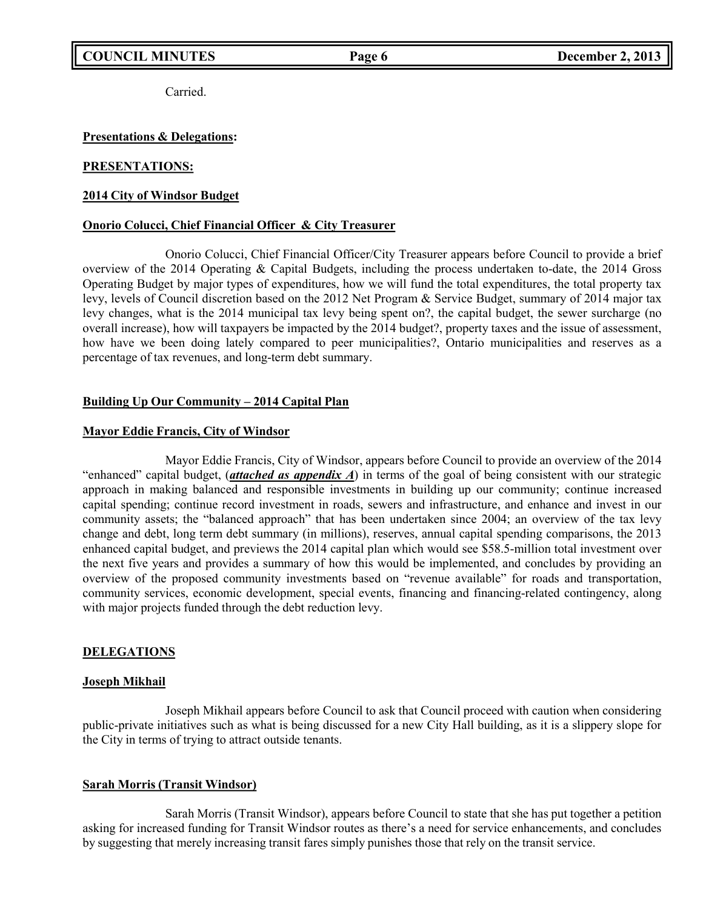Carried.

**Presentations & Delegations:**

**PRESENTATIONS:**

**2014 City of Windsor Budget**

**Onorio Colucci, Chief Financial Officer & City Treasurer**

Onorio Colucci, Chief Financial Officer/City Treasurer appears before Council to provide a brief overview of the 2014 Operating & Capital Budgets, including the process undertaken to-date, the 2014 Gross Operating Budget by major types of expenditures, how we will fund the total expenditures, the total property tax levy, levels of Council discretion based on the 2012 Net Program & Service Budget, summary of 2014 major tax levy changes, what is the 2014 municipal tax levy being spent on?, the capital budget, the sewer surcharge (no overall increase), how will taxpayers be impacted by the 2014 budget?, property taxes and the issue of assessment, how have we been doing lately compared to peer municipalities?, Ontario municipalities and reserves as a percentage of tax revenues, and long-term debt summary.

**Building Up Our Community – 2014 Capital Plan**

**Mayor Eddie Francis, City of Windsor**

Mayor Eddie Francis, City of Windsor, appears before Council to provide an overview of the 2014 "enhanced" capital budget, (***attached as appendix A***) in terms of the goal of being consistent with our strategic approach in making balanced and responsible investments in building up our community; continue increased capital spending; continue record investment in roads, sewers and infrastructure, and enhance and invest in our community assets; the "balanced approach" that has been undertaken since 2004; an overview of the tax levy change and debt, long term debt summary (in millions), reserves, annual capital spending comparisons, the 2013 enhanced capital budget, and previews the 2014 capital plan which would see $58.5-million total investment over the next five years and provides a summary of how this would be implemented, and concludes by providing an overview of the proposed community investments based on "revenue available" for roads and transportation, community services, economic development, special events, financing and financing-related contingency, along with major projects funded through the debt reduction levy.

**DELEGATIONS**

**Joseph Mikhail**

Joseph Mikhail appears before Council to ask that Council proceed with caution when considering public-private initiatives such as what is being discussed for a new City Hall building, as it is a slippery slope for the City in terms of trying to attract outside tenants.

**Sarah Morris (Transit Windsor)**

Sarah Morris (Transit Windsor), appears before Council to state that she has put together a petition asking for increased funding for Transit Windsor routes as there's a need for service enhancements, and concludes by suggesting that merely increasing transit fares simply punishes those that rely on the transit service.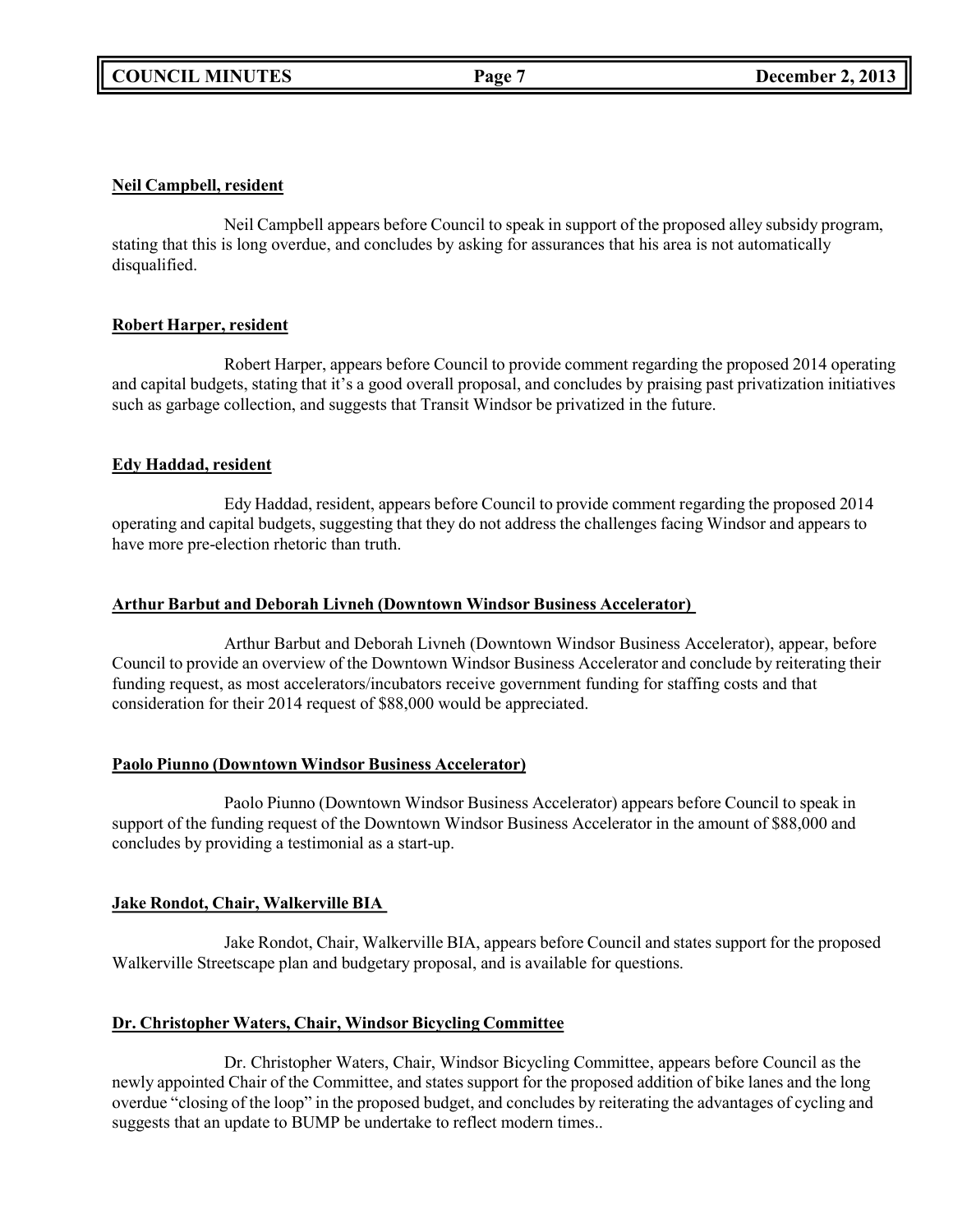**Neil Campbell, resident**

Neil Campbell appears before Council to speak in support of the proposed alley subsidy program, stating that this is long overdue, and concludes by asking for assurances that his area is not automatically disqualified.

**Robert Harper, resident**

Robert Harper, appears before Council to provide comment regarding the proposed 2014 operating and capital budgets, stating that it's a good overall proposal, and concludes by praising past privatization initiatives such as garbage collection, and suggests that Transit Windsor be privatized in the future.

**Edy Haddad, resident**

Edy Haddad, resident, appears before Council to provide comment regarding the proposed 2014 operating and capital budgets, suggesting that they do not address the challenges facing Windsor and appears to have more pre-election rhetoric than truth.

**Arthur Barbut and Deborah Livneh (Downtown Windsor Business Accelerator)**

Arthur Barbut and Deborah Livneh (Downtown Windsor Business Accelerator), appear, before Council to provide an overview of the Downtown Windsor Business Accelerator and conclude by reiterating their funding request, as most accelerators/incubators receive government funding for staffing costs and that consideration for their 2014 request of $88,000 would be appreciated.

**Paolo Piunno (Downtown Windsor Business Accelerator)**

Paolo Piunno (Downtown Windsor Business Accelerator) appears before Council to speak in support of the funding request of the Downtown Windsor Business Accelerator in the amount of $88,000 and concludes by providing a testimonial as a start-up.

**Jake Rondot, Chair, Walkerville BIA**

Jake Rondot, Chair, Walkerville BIA, appears before Council and states support for the proposed Walkerville Streetscape plan and budgetary proposal, and is available for questions.

**Dr. Christopher Waters, Chair, Windsor Bicycling Committee**

Dr. Christopher Waters, Chair, Windsor Bicycling Committee, appears before Council as the newly appointed Chair of the Committee, and states support for the proposed addition of bike lanes and the long overdue "closing of the loop" in the proposed budget, and concludes by reiterating the advantages of cycling and suggests that an update to BUMP be undertake to reflect modern times..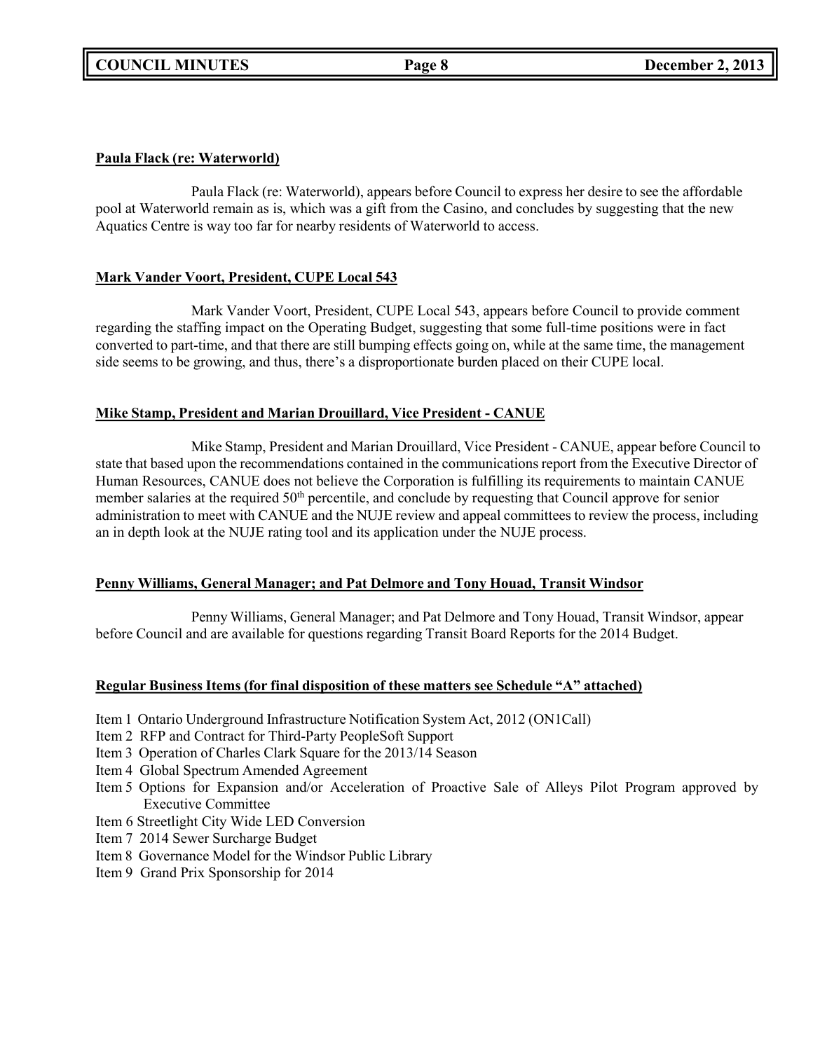**Paula Flack (re: Waterworld)**

Paula Flack (re: Waterworld), appears before Council to express her desire to see the affordable pool at Waterworld remain as is, which was a gift from the Casino, and concludes by suggesting that the new Aquatics Centre is way too far for nearby residents of Waterworld to access.

**Mark Vander Voort, President, CUPE Local 543**

Mark Vander Voort, President, CUPE Local 543, appears before Council to provide comment regarding the staffing impact on the Operating Budget, suggesting that some full-time positions were in fact converted to part-time, and that there are still bumping effects going on, while at the same time, the management side seems to be growing, and thus, there's a disproportionate burden placed on their CUPE local.

**Mike Stamp, President and Marian Drouillard, Vice President - CANUE**

Mike Stamp, President and Marian Drouillard, Vice President - CANUE, appear before Council to state that based upon the recommendations contained in the communications report from the Executive Director of Human Resources, CANUE does not believe the Corporation is fulfilling its requirements to maintain CANUE member salaries at the required 50th percentile, and conclude by requesting that Council approve for senior administration to meet with CANUE and the NUJE review and appeal committees to review the process, including an in depth look at the NUJE rating tool and its application under the NUJE process.

**Penny Williams, General Manager; and Pat Delmore and Tony Houad, Transit Windsor**

Penny Williams, General Manager; and Pat Delmore and Tony Houad, Transit Windsor, appear before Council and are available for questions regarding Transit Board Reports for the 2014 Budget.

**Regular Business Items (for final disposition of these matters see Schedule "A" attached)**

Item 1 Ontario Underground Infrastructure Notification System Act, 2012 (ON1Call)
Item 2 RFP and Contract for Third-Party PeopleSoft Support
Item 3 Operation of Charles Clark Square for the 2013/14 Season
Item 4 Global Spectrum Amended Agreement
Item 5 Options for Expansion and/or Acceleration of Proactive Sale of Alleys Pilot Program approved by Executive Committee
Item 6 Streetlight City Wide LED Conversion
Item 7 2014 Sewer Surcharge Budget
Item 8 Governance Model for the Windsor Public Library
Item 9 Grand Prix Sponsorship for 2014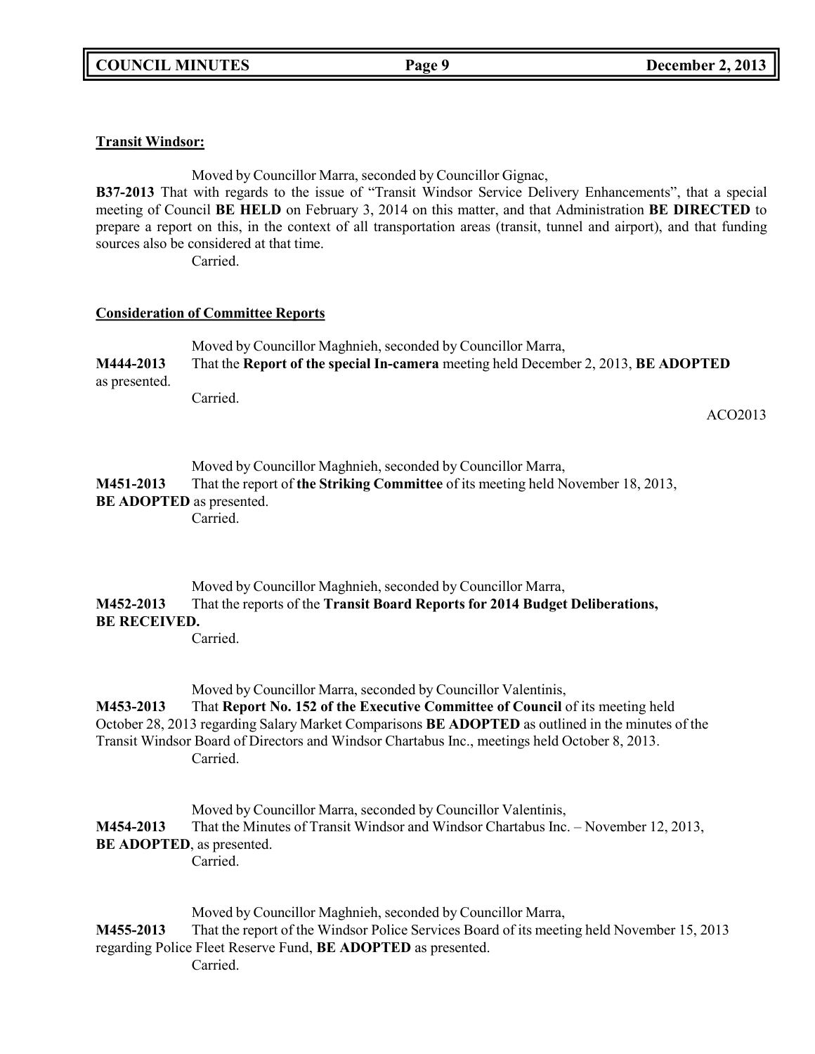**Transit Windsor:**

Moved by Councillor Marra, seconded by Councillor Gignac,

**B37-2013** That with regards to the issue of "Transit Windsor Service Delivery Enhancements", that a special meeting of Council **BE HELD** on February 3, 2014 on this matter, and that Administration **BE DIRECTED** to prepare a report on this, in the context of all transportation areas (transit, tunnel and airport), and that funding sources also be considered at that time.

Carried.

**Consideration of Committee Reports**

Moved by Councillor Maghnieh, seconded by Councillor Marra,

**M444-2013** That the **Report of the special In-camera** meeting held December 2, 2013, **BE ADOPTED** as presented.

Carried.

ACO2013

Moved by Councillor Maghnieh, seconded by Councillor Marra,

**M451-2013** That the report of **the Striking Committee** of its meeting held November 18, 2013, **BE ADOPTED** as presented.

Carried.

Moved by Councillor Maghnieh, seconded by Councillor Marra,

**M452-2013** That the reports of the **Transit Board Reports for 2014 Budget Deliberations, BE RECEIVED.**

Carried.

Moved by Councillor Marra, seconded by Councillor Valentinis,

**M453-2013** That **Report No. 152 of the Executive Committee of Council** of its meeting held October 28, 2013 regarding Salary Market Comparisons **BE ADOPTED** as outlined in the minutes of the Transit Windsor Board of Directors and Windsor Chartabus Inc., meetings held October 8, 2013.

Carried.

Moved by Councillor Marra, seconded by Councillor Valentinis,

**M454-2013** That the Minutes of Transit Windsor and Windsor Chartabus Inc. – November 12, 2013, **BE ADOPTED**, as presented.

Carried.

Moved by Councillor Maghnieh, seconded by Councillor Marra,

**M455-2013** That the report of the Windsor Police Services Board of its meeting held November 15, 2013 regarding Police Fleet Reserve Fund, **BE ADOPTED** as presented.

Carried.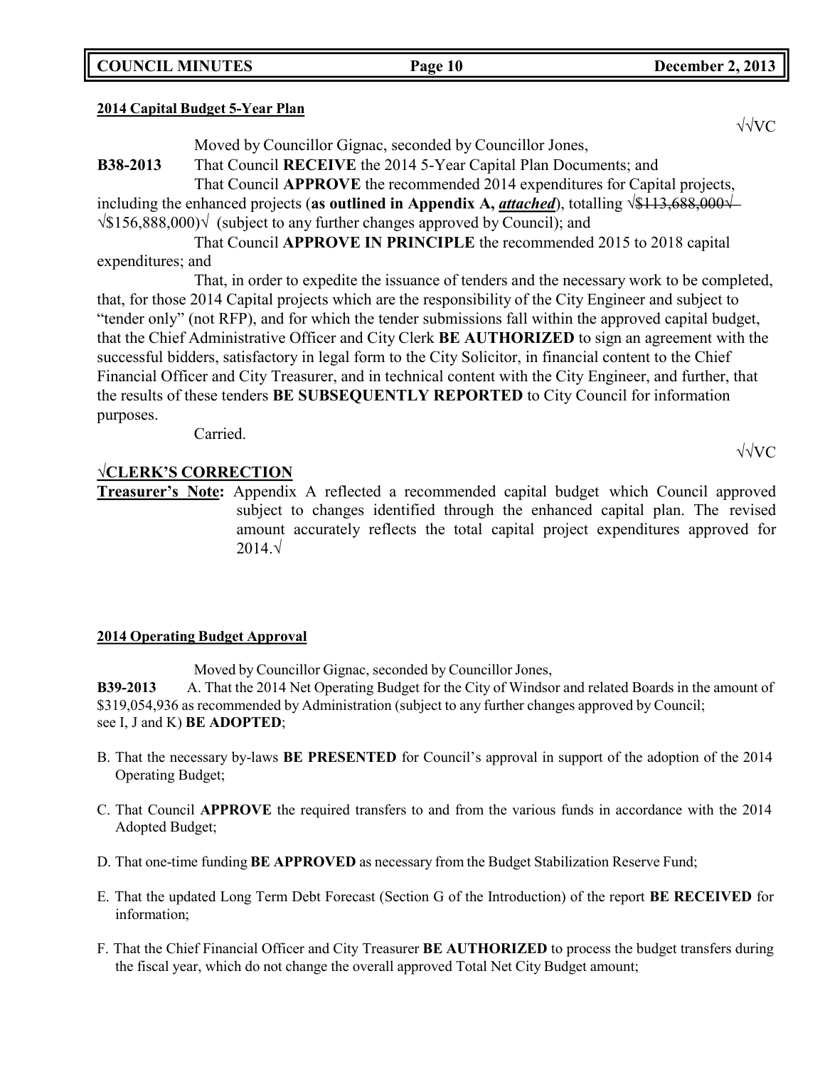**2014 Capital Budget 5-Year Plan**

√√VC

Moved by Councillor Gignac, seconded by Councillor Jones,

**B38-2013** That Council **RECEIVE** the 2014 5-Year Capital Plan Documents; and

That Council **APPROVE** the recommended 2014 expenditures for Capital projects, including the enhanced projects (**as outlined in Appendix A, *attached***), totalling √~~$113,688,000√~~ √$156,888,000)√ (subject to any further changes approved by Council); and

That Council **APPROVE IN PRINCIPLE** the recommended 2015 to 2018 capital expenditures; and

That, in order to expedite the issuance of tenders and the necessary work to be completed, that, for those 2014 Capital projects which are the responsibility of the City Engineer and subject to "tender only" (not RFP), and for which the tender submissions fall within the approved capital budget, that the Chief Administrative Officer and City Clerk **BE AUTHORIZED** to sign an agreement with the successful bidders, satisfactory in legal form to the City Solicitor, in financial content to the Chief Financial Officer and City Treasurer, and in technical content with the City Engineer, and further, that the results of these tenders **BE SUBSEQUENTLY REPORTED** to City Council for information purposes.

Carried.

√√VC

**√CLERK'S CORRECTION**

**Treasurer's Note:** Appendix A reflected a recommended capital budget which Council approved subject to changes identified through the enhanced capital plan. The revised amount accurately reflects the total capital project expenditures approved for 2014.√

**2014 Operating Budget Approval**

Moved by Councillor Gignac, seconded by Councillor Jones,

**B39-2013** A. That the 2014 Net Operating Budget for the City of Windsor and related Boards in the amount of $319,054,936 as recommended by Administration (subject to any further changes approved by Council; see I, J and K) **BE ADOPTED**;

B. That the necessary by-laws **BE PRESENTED** for Council's approval in support of the adoption of the 2014 Operating Budget;

C. That Council **APPROVE** the required transfers to and from the various funds in accordance with the 2014 Adopted Budget;

D. That one-time funding **BE APPROVED** as necessary from the Budget Stabilization Reserve Fund;

E. That the updated Long Term Debt Forecast (Section G of the Introduction) of the report **BE RECEIVED** for information;

F. That the Chief Financial Officer and City Treasurer **BE AUTHORIZED** to process the budget transfers during the fiscal year, which do not change the overall approved Total Net City Budget amount;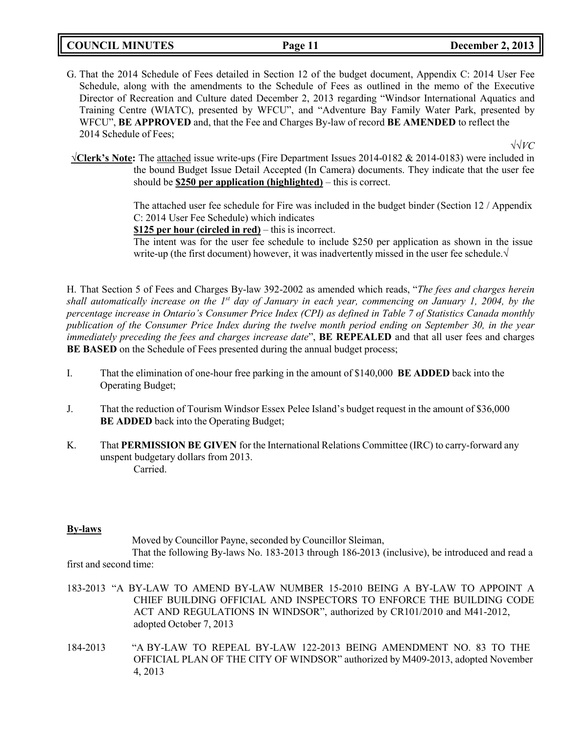G. That the 2014 Schedule of Fees detailed in Section 12 of the budget document, Appendix C: 2014 User Fee Schedule, along with the amendments to the Schedule of Fees as outlined in the memo of the Executive Director of Recreation and Culture dated December 2, 2013 regarding "Windsor International Aquatics and Training Centre (WIATC), presented by WFCU", and "Adventure Bay Family Water Park, presented by WFCU", **BE APPROVED** and, that the Fee and Charges By-law of record **BE AMENDED** to reflect the 2014 Schedule of Fees;

√√*VC*

**√Clerk's Note:** The attached issue write-ups (Fire Department Issues 2014-0182 & 2014-0183) were included in the bound Budget Issue Detail Accepted (In Camera) documents. They indicate that the user fee should be **$250 per application (highlighted)** – this is correct.

The attached user fee schedule for Fire was included in the budget binder (Section 12 / Appendix C: 2014 User Fee Schedule) which indicates
**$125 per hour (circled in red)** – this is incorrect.
The intent was for the user fee schedule to include $250 per application as shown in the issue write-up (the first document) however, it was inadvertently missed in the user fee schedule.√

H. That Section 5 of Fees and Charges By-law 392-2002 as amended which reads, "*The fees and charges herein shall automatically increase on the 1st day of January in each year, commencing on January 1, 2004, by the percentage increase in Ontario's Consumer Price Index (CPI) as defined in Table 7 of Statistics Canada monthly publication of the Consumer Price Index during the twelve month period ending on September 30, in the year immediately preceding the fees and charges increase date*", **BE REPEALED** and that all user fees and charges **BE BASED** on the Schedule of Fees presented during the annual budget process;

I. That the elimination of one-hour free parking in the amount of $140,000 **BE ADDED** back into the Operating Budget;

J. That the reduction of Tourism Windsor Essex Pelee Island's budget request in the amount of $36,000 **BE ADDED** back into the Operating Budget;

K. That **PERMISSION BE GIVEN** for the International Relations Committee (IRC) to carry-forward any unspent budgetary dollars from 2013.
Carried.

**By-laws**

Moved by Councillor Payne, seconded by Councillor Sleiman,

That the following By-laws No. 183-2013 through 186-2013 (inclusive), be introduced and read a first and second time:

183-2013 "A BY-LAW TO AMEND BY-LAW NUMBER 15-2010 BEING A BY-LAW TO APPOINT A CHIEF BUILDING OFFICIAL AND INSPECTORS TO ENFORCE THE BUILDING CODE ACT AND REGULATIONS IN WINDSOR", authorized by CR101/2010 and M41-2012, adopted October 7, 2013

184-2013 "A BY-LAW TO REPEAL BY-LAW 122-2013 BEING AMENDMENT NO. 83 TO THE OFFICIAL PLAN OF THE CITY OF WINDSOR" authorized by M409-2013, adopted November 4, 2013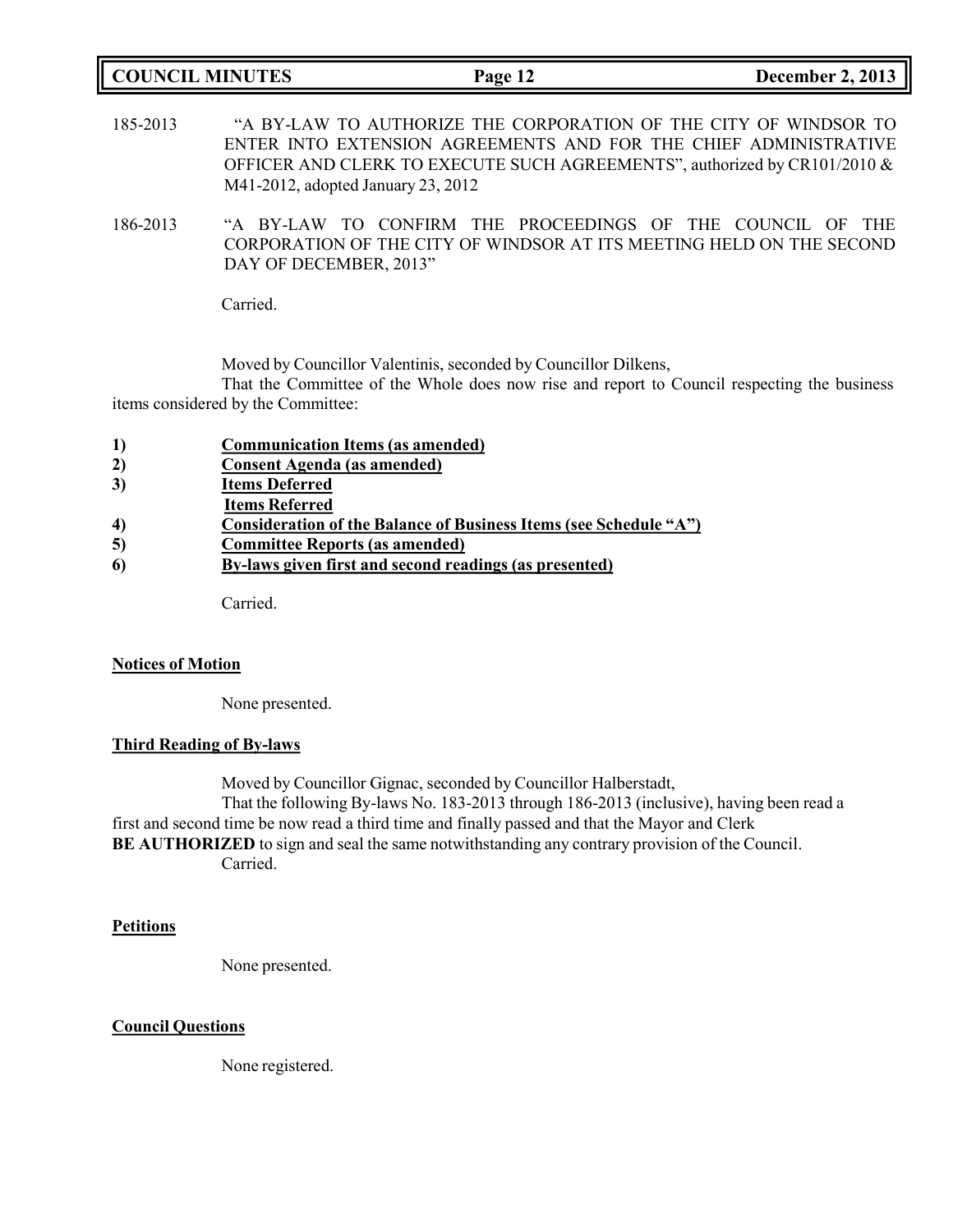185-2013 "A BY-LAW TO AUTHORIZE THE CORPORATION OF THE CITY OF WINDSOR TO ENTER INTO EXTENSION AGREEMENTS AND FOR THE CHIEF ADMINISTRATIVE OFFICER AND CLERK TO EXECUTE SUCH AGREEMENTS", authorized by CR101/2010 & M41-2012, adopted January 23, 2012

186-2013 "A BY-LAW TO CONFIRM THE PROCEEDINGS OF THE COUNCIL OF THE CORPORATION OF THE CITY OF WINDSOR AT ITS MEETING HELD ON THE SECOND DAY OF DECEMBER, 2013"

Carried.

Moved by Councillor Valentinis, seconded by Councillor Dilkens,

That the Committee of the Whole does now rise and report to Council respecting the business items considered by the Committee:

1) **Communication Items (as amended)**
2) **Consent Agenda (as amended)**
3) **Items Deferred**
   **Items Referred**
4) **Consideration of the Balance of Business Items (see Schedule "A")**
5) **Committee Reports (as amended)**
6) **By-laws given first and second readings (as presented)**

Carried.

**Notices of Motion**

None presented.

**Third Reading of By-laws**

Moved by Councillor Gignac, seconded by Councillor Halberstadt,

That the following By-laws No. 183-2013 through 186-2013 (inclusive), having been read a first and second time be now read a third time and finally passed and that the Mayor and Clerk **BE AUTHORIZED** to sign and seal the same notwithstanding any contrary provision of the Council.

Carried.

**Petitions**

None presented.

**Council Questions**

None registered.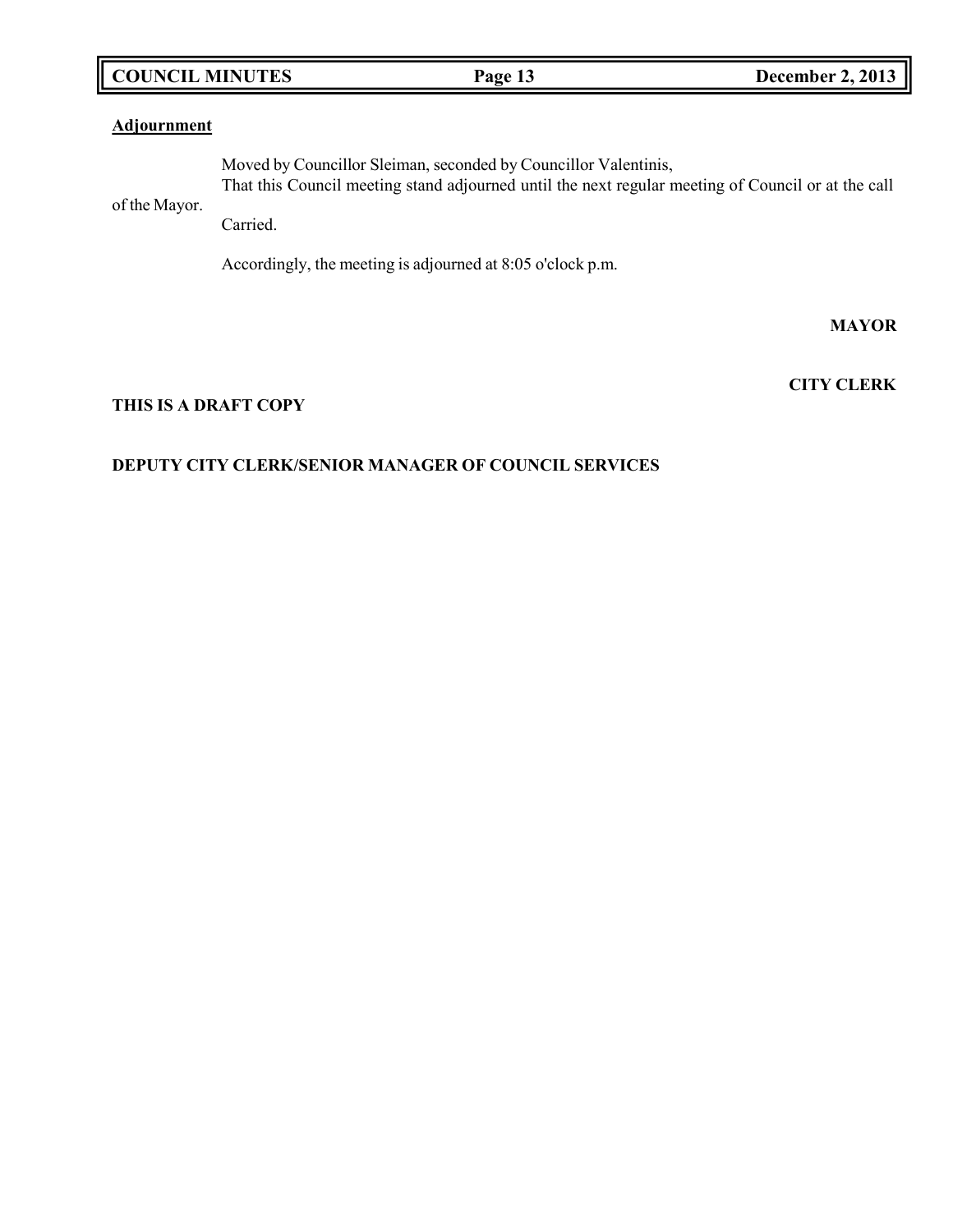**Adjournment**

Moved by Councillor Sleiman, seconded by Councillor Valentinis,

That this Council meeting stand adjourned until the next regular meeting of Council or at the call of the Mayor.

Carried.

Accordingly, the meeting is adjourned at 8:05 o'clock p.m.

**MAYOR**

**CITY CLERK**

**THIS IS A DRAFT COPY**

**DEPUTY CITY CLERK/SENIOR MANAGER OF COUNCIL SERVICES**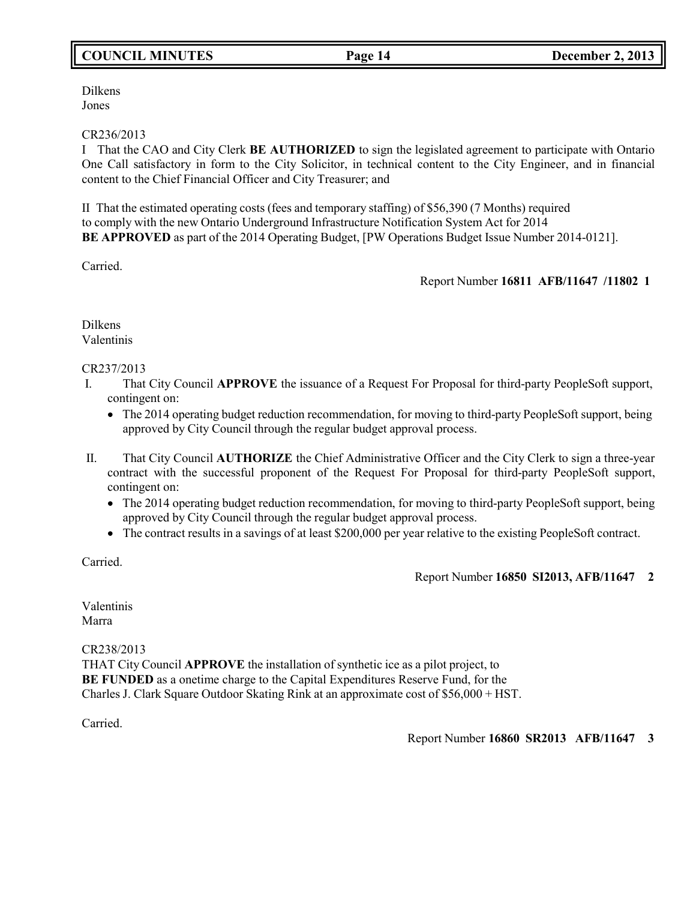Dilkens
Jones

CR236/2013
I That the CAO and City Clerk **BE AUTHORIZED** to sign the legislated agreement to participate with Ontario One Call satisfactory in form to the City Solicitor, in technical content to the City Engineer, and in financial content to the Chief Financial Officer and City Treasurer; and

II That the estimated operating costs (fees and temporary staffing) of $56,390 (7 Months) required to comply with the new Ontario Underground Infrastructure Notification System Act for 2014 **BE APPROVED** as part of the 2014 Operating Budget, [PW Operations Budget Issue Number 2014-0121].

Carried.

Report Number **16811 AFB/11647 /11802 1**

Dilkens
Valentinis

CR237/2013

I. That City Council **APPROVE** the issuance of a Request For Proposal for third-party PeopleSoft support, contingent on:
   - The 2014 operating budget reduction recommendation, for moving to third-party PeopleSoft support, being approved by City Council through the regular budget approval process.

II. That City Council **AUTHORIZE** the Chief Administrative Officer and the City Clerk to sign a three-year contract with the successful proponent of the Request For Proposal for third-party PeopleSoft support, contingent on:
   - The 2014 operating budget reduction recommendation, for moving to third-party PeopleSoft support, being approved by City Council through the regular budget approval process.
   - The contract results in a savings of at least $200,000 per year relative to the existing PeopleSoft contract.

Carried.

Report Number **16850 SI2013, AFB/11647 2**

Valentinis
Marra

CR238/2013
THAT City Council **APPROVE** the installation of synthetic ice as a pilot project, to **BE FUNDED** as a onetime charge to the Capital Expenditures Reserve Fund, for the Charles J. Clark Square Outdoor Skating Rink at an approximate cost of $56,000 + HST.

Carried.

Report Number **16860 SR2013 AFB/11647 3**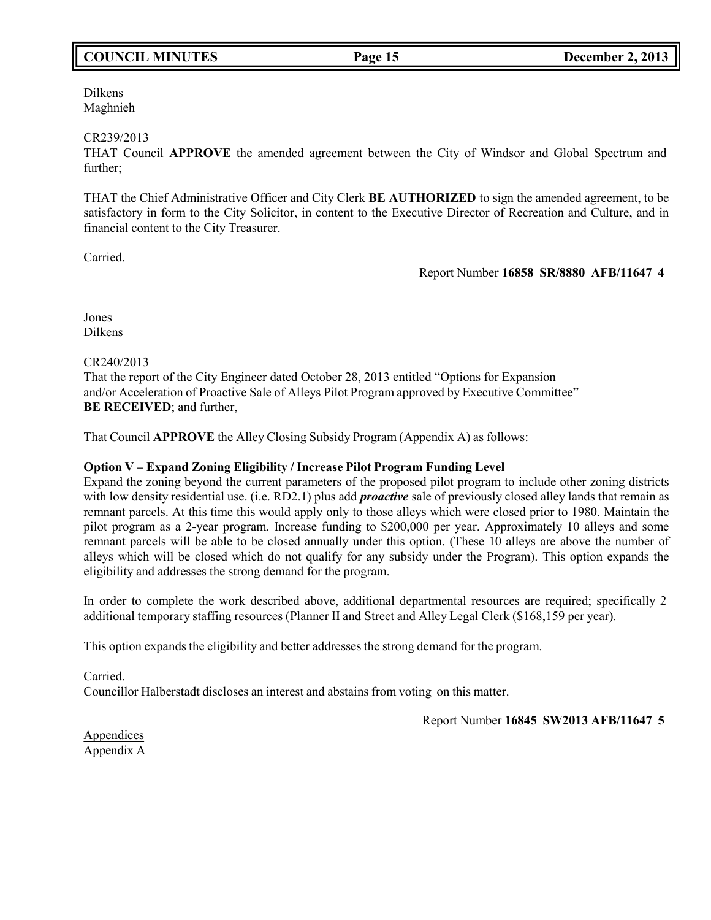Dilkens
Maghnieh

CR239/2013
THAT Council **APPROVE** the amended agreement between the City of Windsor and Global Spectrum and further;

THAT the Chief Administrative Officer and City Clerk **BE AUTHORIZED** to sign the amended agreement, to be satisfactory in form to the City Solicitor, in content to the Executive Director of Recreation and Culture, and in financial content to the City Treasurer.

Carried.

Report Number **16858 SR/8880 AFB/11647 4**

Jones
Dilkens

CR240/2013
That the report of the City Engineer dated October 28, 2013 entitled "Options for Expansion and/or Acceleration of Proactive Sale of Alleys Pilot Program approved by Executive Committee" **BE RECEIVED**; and further,

That Council **APPROVE** the Alley Closing Subsidy Program (Appendix A) as follows:

**Option V – Expand Zoning Eligibility / Increase Pilot Program Funding Level**
Expand the zoning beyond the current parameters of the proposed pilot program to include other zoning districts with low density residential use. (i.e. RD2.1) plus add ***proactive*** sale of previously closed alley lands that remain as remnant parcels. At this time this would apply only to those alleys which were closed prior to 1980. Maintain the pilot program as a 2-year program. Increase funding to $200,000 per year. Approximately 10 alleys and some remnant parcels will be able to be closed annually under this option. (These 10 alleys are above the number of alleys which will be closed which do not qualify for any subsidy under the Program). This option expands the eligibility and addresses the strong demand for the program.

In order to complete the work described above, additional departmental resources are required; specifically 2 additional temporary staffing resources (Planner II and Street and Alley Legal Clerk ($168,159 per year).

This option expands the eligibility and better addresses the strong demand for the program.

Carried.
Councillor Halberstadt discloses an interest and abstains from voting on this matter.

Report Number **16845 SW2013 AFB/11647 5**

Appendices
Appendix A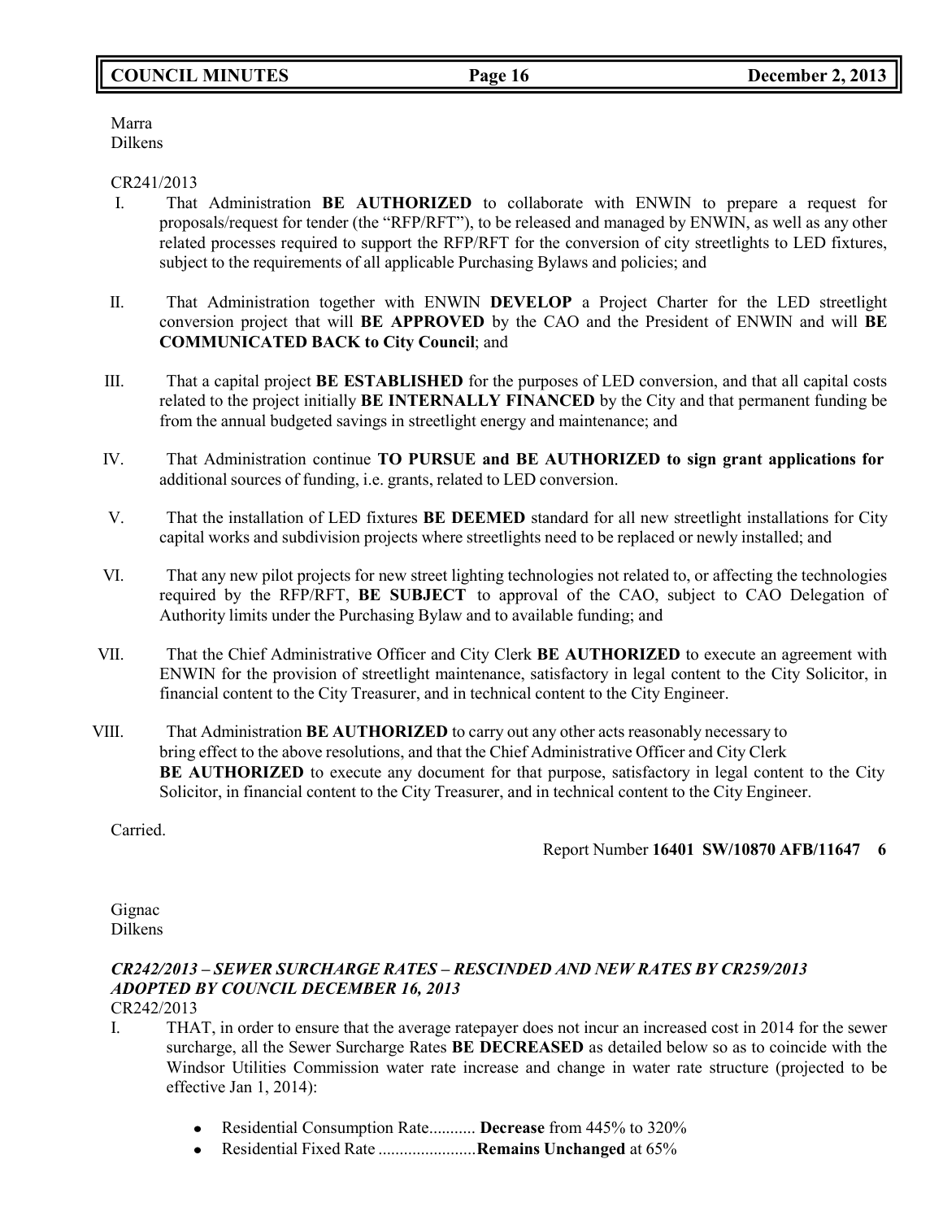Marra
Dilkens

CR241/2013

I. That Administration **BE AUTHORIZED** to collaborate with ENWIN to prepare a request for proposals/request for tender (the "RFP/RFT"), to be released and managed by ENWIN, as well as any other related processes required to support the RFP/RFT for the conversion of city streetlights to LED fixtures, subject to the requirements of all applicable Purchasing Bylaws and policies; and

II. That Administration together with ENWIN **DEVELOP** a Project Charter for the LED streetlight conversion project that will **BE APPROVED** by the CAO and the President of ENWIN and will **BE COMMUNICATED BACK to City Council**; and

III. That a capital project **BE ESTABLISHED** for the purposes of LED conversion, and that all capital costs related to the project initially **BE INTERNALLY FINANCED** by the City and that permanent funding be from the annual budgeted savings in streetlight energy and maintenance; and

IV. That Administration continue **TO PURSUE and BE AUTHORIZED to sign grant applications for** additional sources of funding, i.e. grants, related to LED conversion.

V. That the installation of LED fixtures **BE DEEMED** standard for all new streetlight installations for City capital works and subdivision projects where streetlights need to be replaced or newly installed; and

VI. That any new pilot projects for new street lighting technologies not related to, or affecting the technologies required by the RFP/RFT, **BE SUBJECT** to approval of the CAO, subject to CAO Delegation of Authority limits under the Purchasing Bylaw and to available funding; and

VII. That the Chief Administrative Officer and City Clerk **BE AUTHORIZED** to execute an agreement with ENWIN for the provision of streetlight maintenance, satisfactory in legal content to the City Solicitor, in financial content to the City Treasurer, and in technical content to the City Engineer.

VIII. That Administration **BE AUTHORIZED** to carry out any other acts reasonably necessary to bring effect to the above resolutions, and that the Chief Administrative Officer and City Clerk **BE AUTHORIZED** to execute any document for that purpose, satisfactory in legal content to the City Solicitor, in financial content to the City Treasurer, and in technical content to the City Engineer.

Carried.

Report Number **16401 SW/10870 AFB/11647 6**

Gignac
Dilkens

***CR242/2013 – SEWER SURCHARGE RATES – RESCINDED AND NEW RATES BY CR259/2013 ADOPTED BY COUNCIL DECEMBER 16, 2013***

CR242/2013

I. THAT, in order to ensure that the average ratepayer does not incur an increased cost in 2014 for the sewer surcharge, all the Sewer Surcharge Rates **BE DECREASED** as detailed below so as to coincide with the Windsor Utilities Commission water rate increase and change in water rate structure (projected to be effective Jan 1, 2014):

- Residential Consumption Rate........... **Decrease** from 445% to 320%
- Residential Fixed Rate .......................**Remains Unchanged** at 65%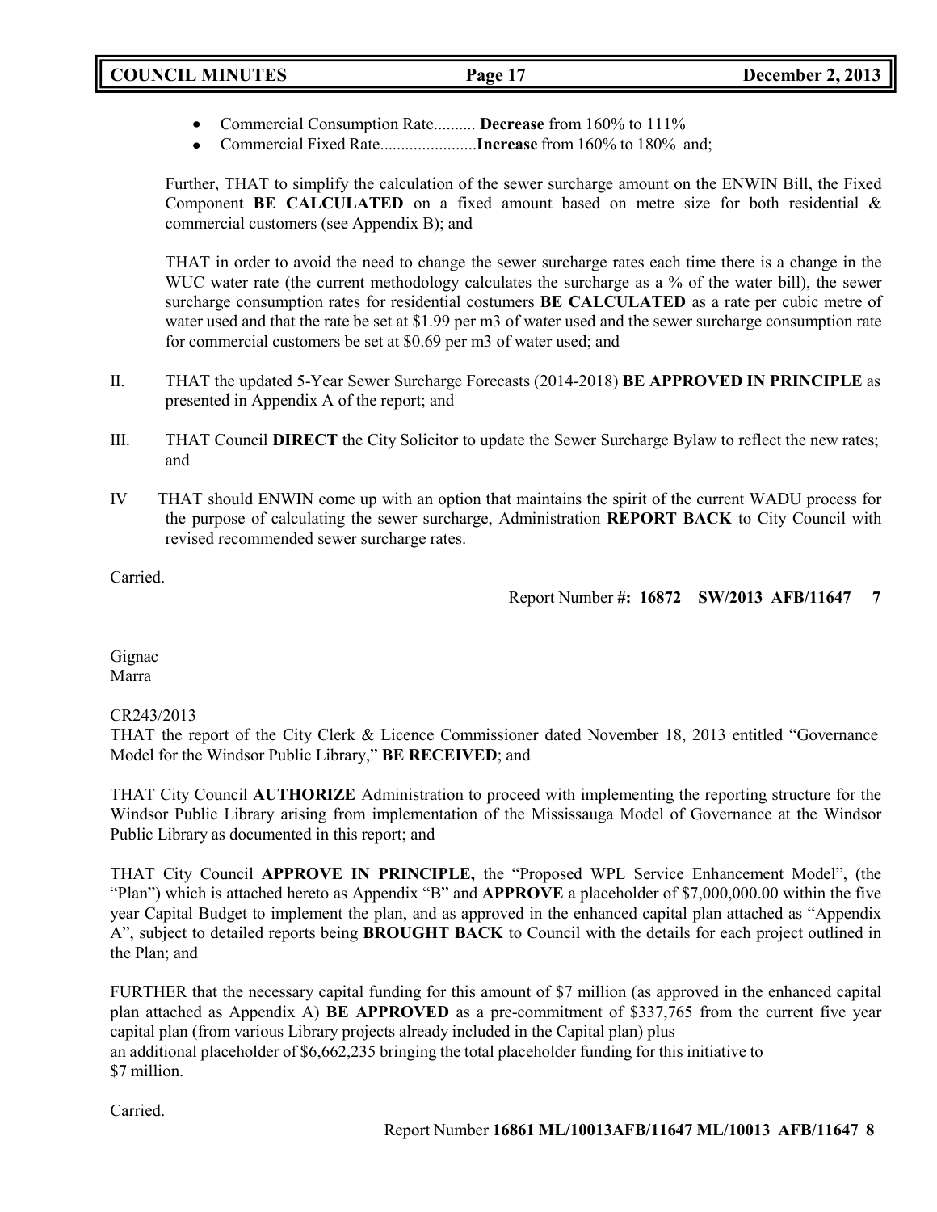- Commercial Consumption Rate.......... **Decrease** from 160% to 111%
- Commercial Fixed Rate.......................**Increase** from 160% to 180% and;

Further, THAT to simplify the calculation of the sewer surcharge amount on the ENWIN Bill, the Fixed Component **BE CALCULATED** on a fixed amount based on metre size for both residential & commercial customers (see Appendix B); and

THAT in order to avoid the need to change the sewer surcharge rates each time there is a change in the WUC water rate (the current methodology calculates the surcharge as a % of the water bill), the sewer surcharge consumption rates for residential costumers **BE CALCULATED** as a rate per cubic metre of water used and that the rate be set at $1.99 per m3 of water used and the sewer surcharge consumption rate for commercial customers be set at $0.69 per m3 of water used; and

II. THAT the updated 5-Year Sewer Surcharge Forecasts (2014-2018) **BE APPROVED IN PRINCIPLE** as presented in Appendix A of the report; and

III. THAT Council **DIRECT** the City Solicitor to update the Sewer Surcharge Bylaw to reflect the new rates; and

IV THAT should ENWIN come up with an option that maintains the spirit of the current WADU process for the purpose of calculating the sewer surcharge, Administration **REPORT BACK** to City Council with revised recommended sewer surcharge rates.

Carried.

Report Number **#: 16872 SW/2013 AFB/11647 7**

Gignac
Marra

CR243/2013
THAT the report of the City Clerk & Licence Commissioner dated November 18, 2013 entitled "Governance Model for the Windsor Public Library," **BE RECEIVED**; and

THAT City Council **AUTHORIZE** Administration to proceed with implementing the reporting structure for the Windsor Public Library arising from implementation of the Mississauga Model of Governance at the Windsor Public Library as documented in this report; and

THAT City Council **APPROVE IN PRINCIPLE,** the "Proposed WPL Service Enhancement Model", (the "Plan") which is attached hereto as Appendix "B" and **APPROVE** a placeholder of $7,000,000.00 within the five year Capital Budget to implement the plan, and as approved in the enhanced capital plan attached as "Appendix A", subject to detailed reports being **BROUGHT BACK** to Council with the details for each project outlined in the Plan; and

FURTHER that the necessary capital funding for this amount of $7 million (as approved in the enhanced capital plan attached as Appendix A) **BE APPROVED** as a pre-commitment of $337,765 from the current five year capital plan (from various Library projects already included in the Capital plan) plus
an additional placeholder of $6,662,235 bringing the total placeholder funding for this initiative to
$7 million.

Carried.

Report Number **16861 ML/10013AFB/11647 ML/10013 AFB/11647 8**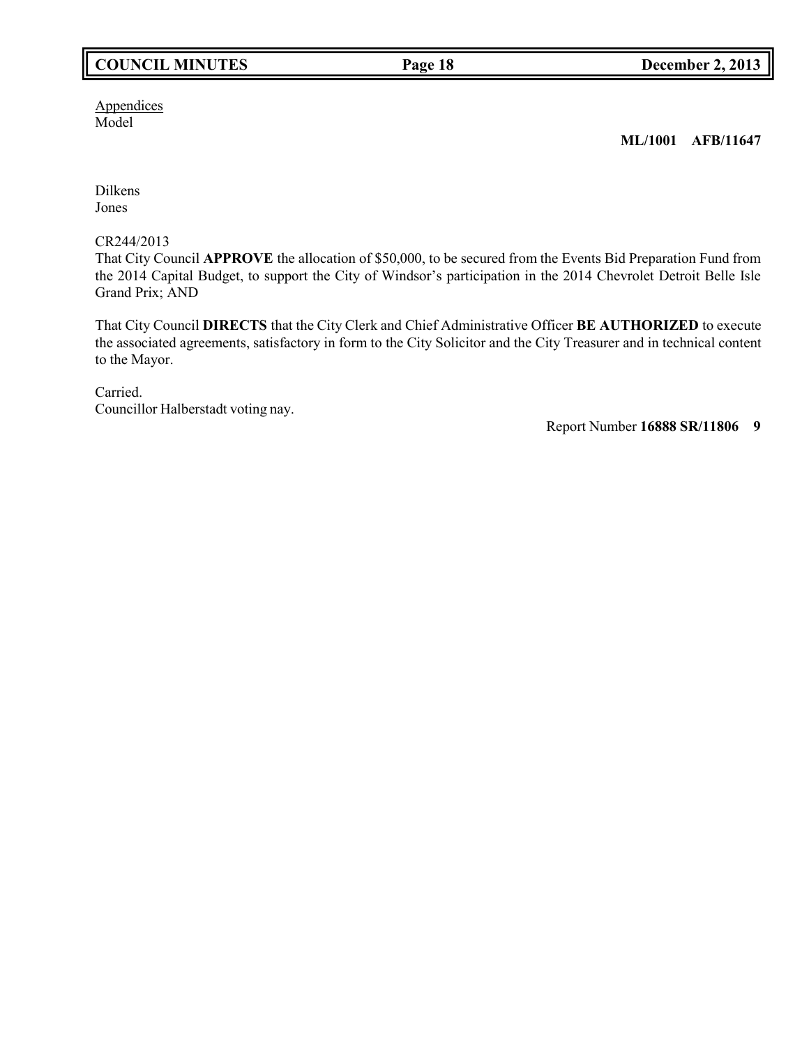Appendices
Model

**ML/1001 AFB/11647**

Dilkens
Jones

CR244/2013
That City Council **APPROVE** the allocation of $50,000, to be secured from the Events Bid Preparation Fund from the 2014 Capital Budget, to support the City of Windsor's participation in the 2014 Chevrolet Detroit Belle Isle Grand Prix; AND

That City Council **DIRECTS** that the City Clerk and Chief Administrative Officer **BE AUTHORIZED** to execute the associated agreements, satisfactory in form to the City Solicitor and the City Treasurer and in technical content to the Mayor.

Carried.
Councillor Halberstadt voting nay.

Report Number **16888 SR/11806 9**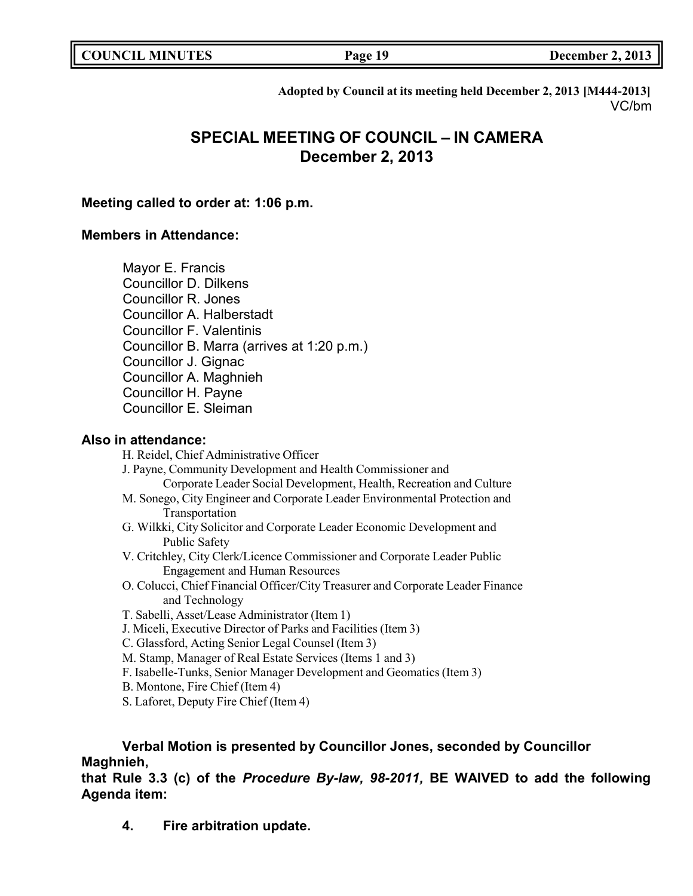**Adopted by Council at its meeting held December 2, 2013 [M444-2013]**
VC/bm

# SPECIAL MEETING OF COUNCIL – IN CAMERA
## December 2, 2013

**Meeting called to order at: 1:06 p.m.**

**Members in Attendance:**

Mayor E. Francis
Councillor D. Dilkens
Councillor R. Jones
Councillor A. Halberstadt
Councillor F. Valentinis
Councillor B. Marra (arrives at 1:20 p.m.)
Councillor J. Gignac
Councillor A. Maghnieh
Councillor H. Payne
Councillor E. Sleiman

**Also in attendance:**

H. Reidel, Chief Administrative Officer
J. Payne, Community Development and Health Commissioner and Corporate Leader Social Development, Health, Recreation and Culture
M. Sonego, City Engineer and Corporate Leader Environmental Protection and Transportation
G. Wilkki, City Solicitor and Corporate Leader Economic Development and Public Safety
V. Critchley, City Clerk/Licence Commissioner and Corporate Leader Public Engagement and Human Resources
O. Colucci, Chief Financial Officer/City Treasurer and Corporate Leader Finance and Technology
T. Sabelli, Asset/Lease Administrator (Item 1)
J. Miceli, Executive Director of Parks and Facilities (Item 3)
C. Glassford, Acting Senior Legal Counsel (Item 3)
M. Stamp, Manager of Real Estate Services (Items 1 and 3)
F. Isabelle-Tunks, Senior Manager Development and Geomatics (Item 3)
B. Montone, Fire Chief (Item 4)
S. Laforet, Deputy Fire Chief (Item 4)

**Verbal Motion is presented by Councillor Jones, seconded by Councillor Maghnieh,**
**that Rule 3.3 (c) of the *Procedure By-law, 98-2011,* BE WAIVED to add the following Agenda item:**

**4. Fire arbitration update.**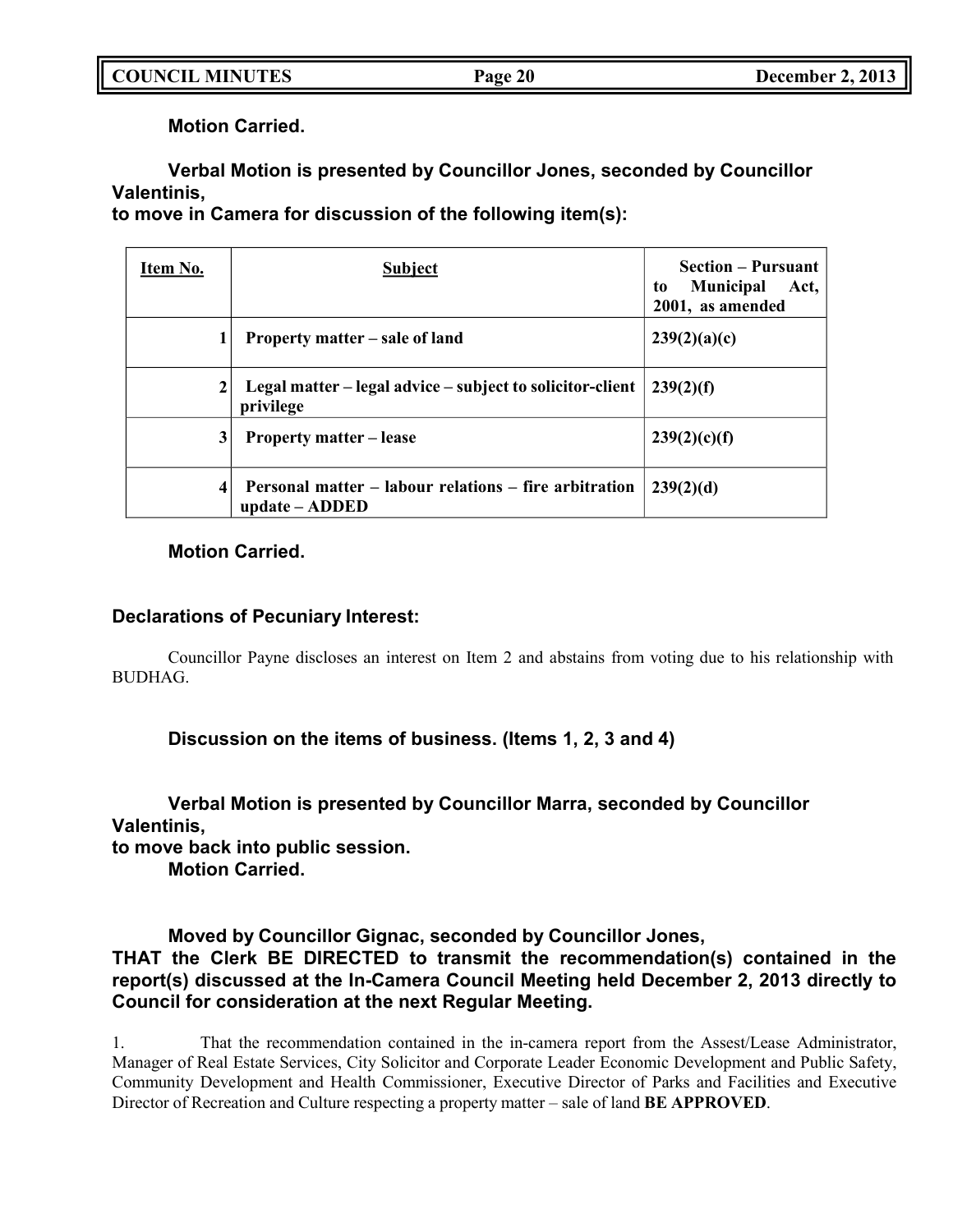**Motion Carried.**

**Verbal Motion is presented by Councillor Jones, seconded by Councillor Valentinis,**
**to move in Camera for discussion of the following item(s):**

| Item No. | Subject | Section – Pursuant to Municipal Act, 2001, as amended |
|---|---|---|
| 1 | Property matter – sale of land | 239(2)(a)(c) |
| 2 | Legal matter – legal advice – subject to solicitor-client privilege | 239(2)(f) |
| 3 | Property matter – lease | 239(2)(c)(f) |
| 4 | Personal matter – labour relations – fire arbitration update – ADDED | 239(2)(d) |

**Motion Carried.**

**Declarations of Pecuniary Interest:**

Councillor Payne discloses an interest on Item 2 and abstains from voting due to his relationship with BUDHAG.

**Discussion on the items of business. (Items 1, 2, 3 and 4)**

**Verbal Motion is presented by Councillor Marra, seconded by Councillor Valentinis,**
**to move back into public session.**
**Motion Carried.**

**Moved by Councillor Gignac, seconded by Councillor Jones,**
**THAT the Clerk BE DIRECTED to transmit the recommendation(s) contained in the report(s) discussed at the In-Camera Council Meeting held December 2, 2013 directly to Council for consideration at the next Regular Meeting.**

1. That the recommendation contained in the in-camera report from the Assest/Lease Administrator, Manager of Real Estate Services, City Solicitor and Corporate Leader Economic Development and Public Safety, Community Development and Health Commissioner, Executive Director of Parks and Facilities and Executive Director of Recreation and Culture respecting a property matter – sale of land **BE APPROVED**.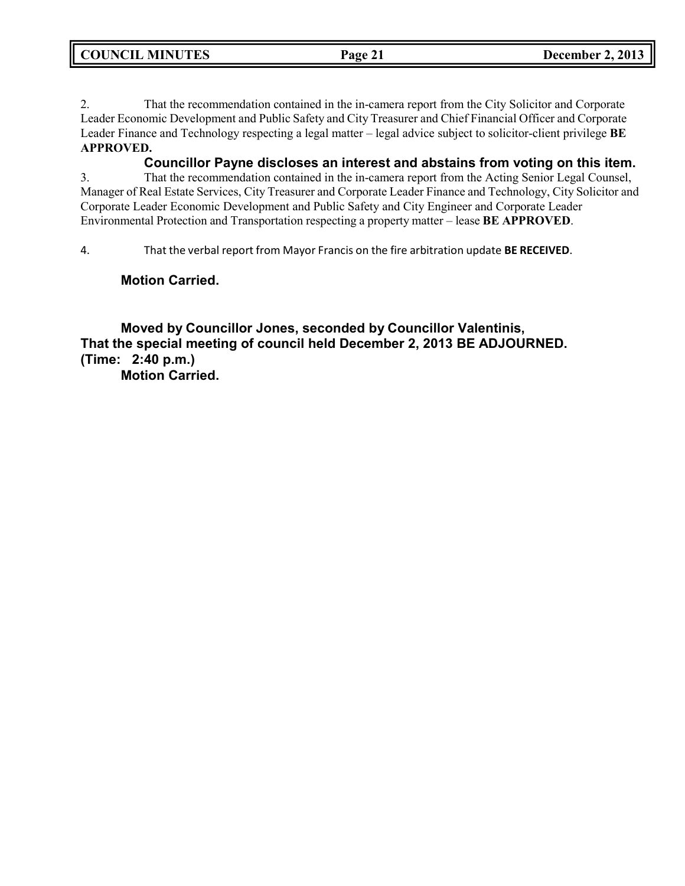2. That the recommendation contained in the in-camera report from the City Solicitor and Corporate Leader Economic Development and Public Safety and City Treasurer and Chief Financial Officer and Corporate Leader Finance and Technology respecting a legal matter – legal advice subject to solicitor-client privilege **BE APPROVED.**

**Councillor Payne discloses an interest and abstains from voting on this item.**

3. That the recommendation contained in the in-camera report from the Acting Senior Legal Counsel, Manager of Real Estate Services, City Treasurer and Corporate Leader Finance and Technology, City Solicitor and Corporate Leader Economic Development and Public Safety and City Engineer and Corporate Leader Environmental Protection and Transportation respecting a property matter – lease **BE APPROVED**.

4. That the verbal report from Mayor Francis on the fire arbitration update **BE RECEIVED**.

**Motion Carried.**

**Moved by Councillor Jones, seconded by Councillor Valentinis,**
**That the special meeting of council held December 2, 2013 BE ADJOURNED.**
**(Time: 2:40 p.m.)**
**Motion Carried.**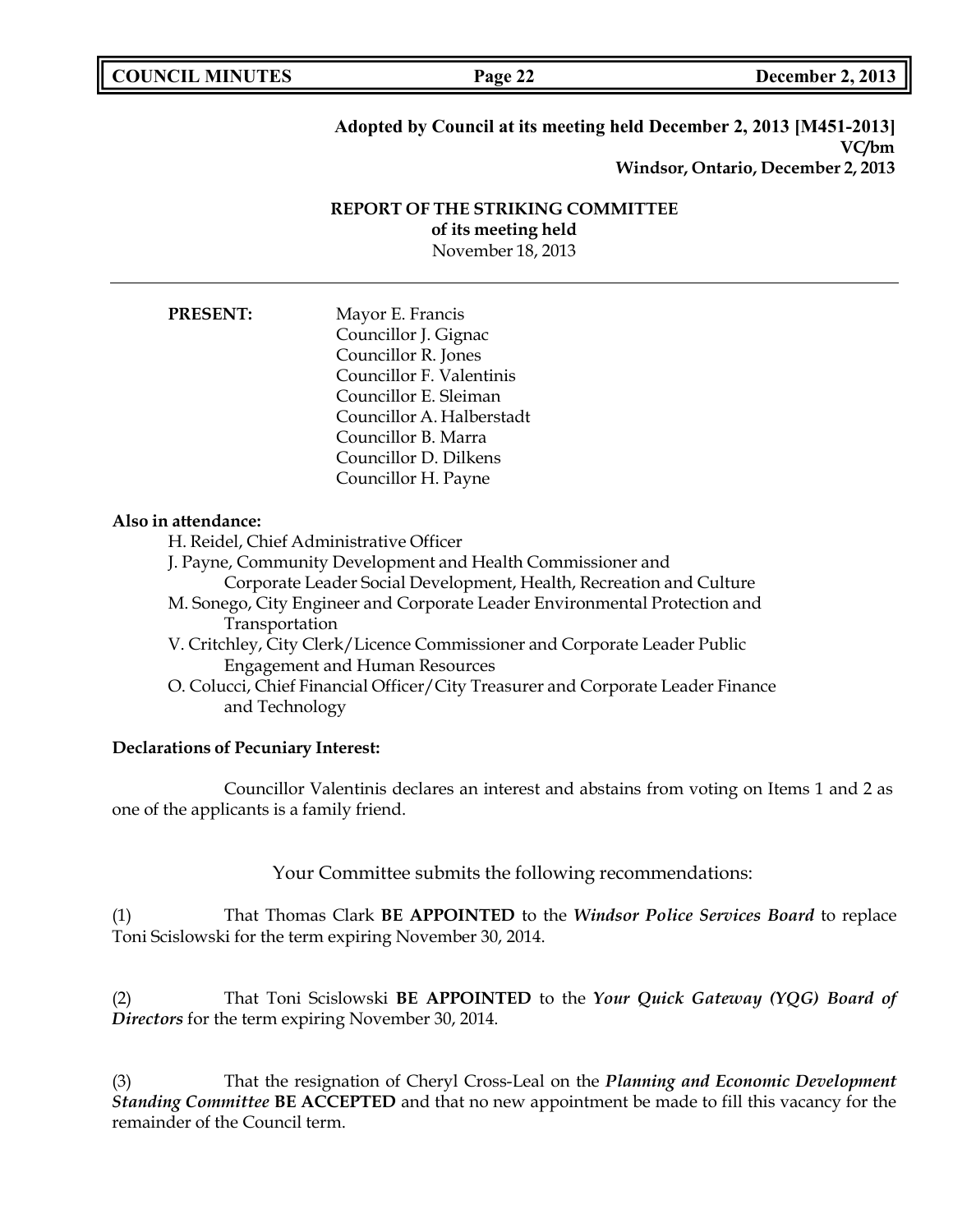**Adopted by Council at its meeting held December 2, 2013 [M451-2013]**
**VC/bm**
**Windsor, Ontario, December 2, 2013**

**REPORT OF THE STRIKING COMMITTEE**
**of its meeting held**
November 18, 2013

---

**PRESENT:**

Mayor E. Francis
Councillor J. Gignac
Councillor R. Jones
Councillor F. Valentinis
Councillor E. Sleiman
Councillor A. Halberstadt
Councillor B. Marra
Councillor D. Dilkens
Councillor H. Payne

**Also in attendance:**

H. Reidel, Chief Administrative Officer
J. Payne, Community Development and Health Commissioner and Corporate Leader Social Development, Health, Recreation and Culture
M. Sonego, City Engineer and Corporate Leader Environmental Protection and Transportation
V. Critchley, City Clerk/Licence Commissioner and Corporate Leader Public Engagement and Human Resources
O. Colucci, Chief Financial Officer/City Treasurer and Corporate Leader Finance and Technology

**Declarations of Pecuniary Interest:**

Councillor Valentinis declares an interest and abstains from voting on Items 1 and 2 as one of the applicants is a family friend.

Your Committee submits the following recommendations:

(1) That Thomas Clark **BE APPOINTED** to the ***Windsor Police Services Board*** to replace Toni Scislowski for the term expiring November 30, 2014.

(2) That Toni Scislowski **BE APPOINTED** to the ***Your Quick Gateway (YQG) Board of Directors*** for the term expiring November 30, 2014.

(3) That the resignation of Cheryl Cross-Leal on the ***Planning and Economic Development Standing Committee*** **BE ACCEPTED** and that no new appointment be made to fill this vacancy for the remainder of the Council term.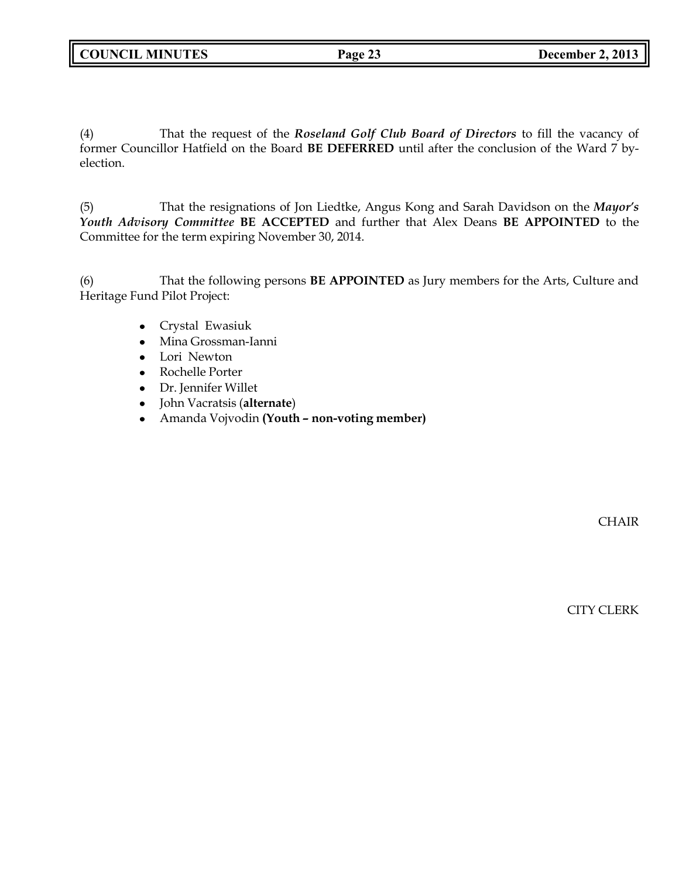(4) That the request of the ***Roseland Golf Club Board of Directors*** to fill the vacancy of former Councillor Hatfield on the Board **BE DEFERRED** until after the conclusion of the Ward 7 by-election.

(5) That the resignations of Jon Liedtke, Angus Kong and Sarah Davidson on the ***Mayor's Youth Advisory Committee*** **BE ACCEPTED** and further that Alex Deans **BE APPOINTED** to the Committee for the term expiring November 30, 2014.

(6) That the following persons **BE APPOINTED** as Jury members for the Arts, Culture and Heritage Fund Pilot Project:

- Crystal Ewasiuk
- Mina Grossman-Ianni
- Lori Newton
- Rochelle Porter
- Dr. Jennifer Willet
- John Vacratsis (**alternate**)
- Amanda Vojvodin **(Youth – non-voting member)**

CHAIR

CITY CLERK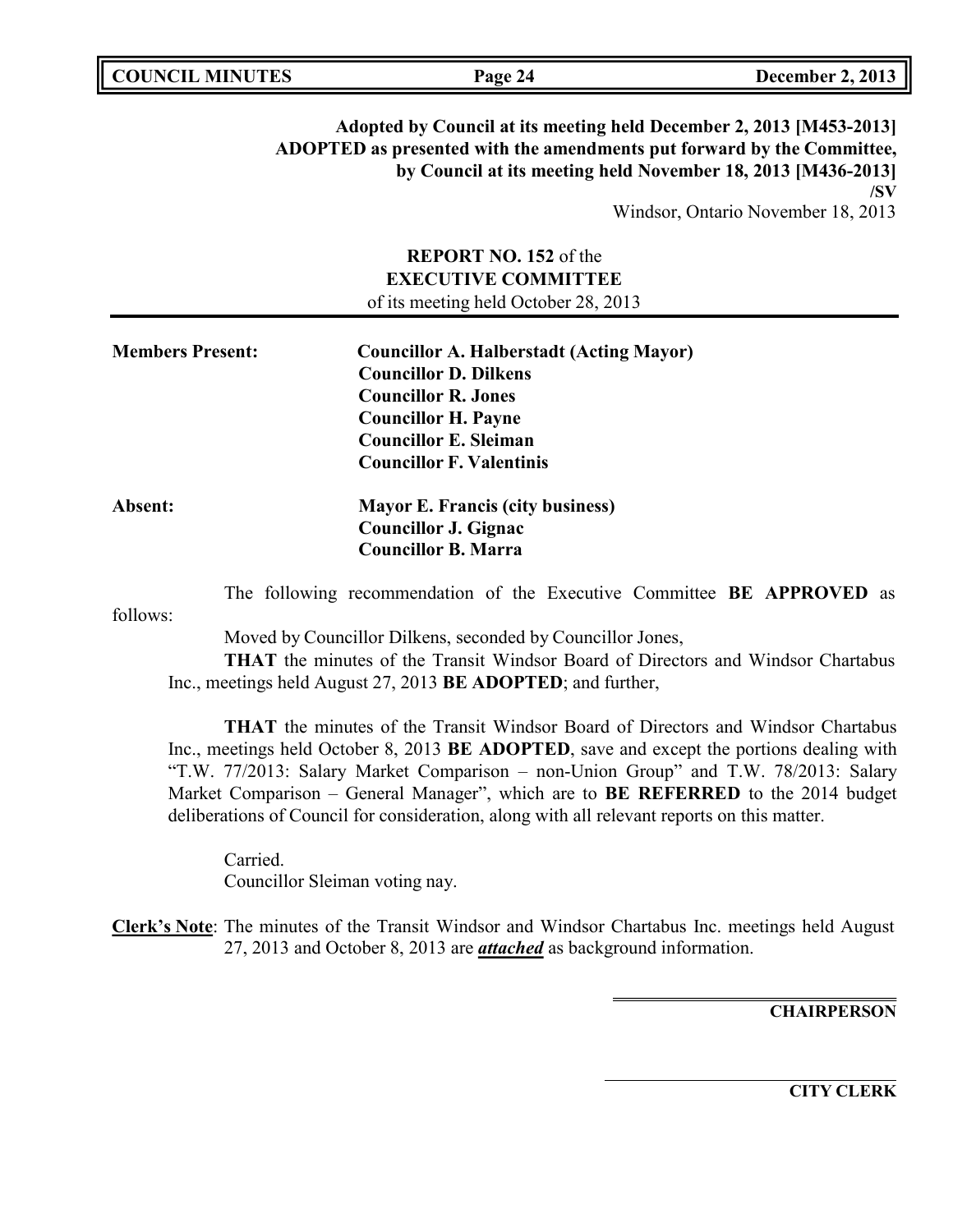**Adopted by Council at its meeting held December 2, 2013 [M453-2013]**
**ADOPTED as presented with the amendments put forward by the Committee, by Council at its meeting held November 18, 2013 [M436-2013]**
**/SV**
Windsor, Ontario November 18, 2013

**REPORT NO. 152** of the
**EXECUTIVE COMMITTEE**
of its meeting held October 28, 2013

**Members Present:** **Councillor A. Halberstadt (Acting Mayor)**
**Councillor D. Dilkens**
**Councillor R. Jones**
**Councillor H. Payne**
**Councillor E. Sleiman**
**Councillor F. Valentinis**

**Absent:** **Mayor E. Francis (city business)**
**Councillor J. Gignac**
**Councillor B. Marra**

The following recommendation of the Executive Committee **BE APPROVED** as follows:

Moved by Councillor Dilkens, seconded by Councillor Jones,

**THAT** the minutes of the Transit Windsor Board of Directors and Windsor Chartabus Inc., meetings held August 27, 2013 **BE ADOPTED**; and further,

**THAT** the minutes of the Transit Windsor Board of Directors and Windsor Chartabus Inc., meetings held October 8, 2013 **BE ADOPTED**, save and except the portions dealing with "T.W. 77/2013: Salary Market Comparison – non-Union Group" and T.W. 78/2013: Salary Market Comparison – General Manager", which are to **BE REFERRED** to the 2014 budget deliberations of Council for consideration, along with all relevant reports on this matter.

Carried.
Councillor Sleiman voting nay.

**Clerk's Note**: The minutes of the Transit Windsor and Windsor Chartabus Inc. meetings held August 27, 2013 and October 8, 2013 are ***attached*** as background information.

**CHAIRPERSON**

**CITY CLERK**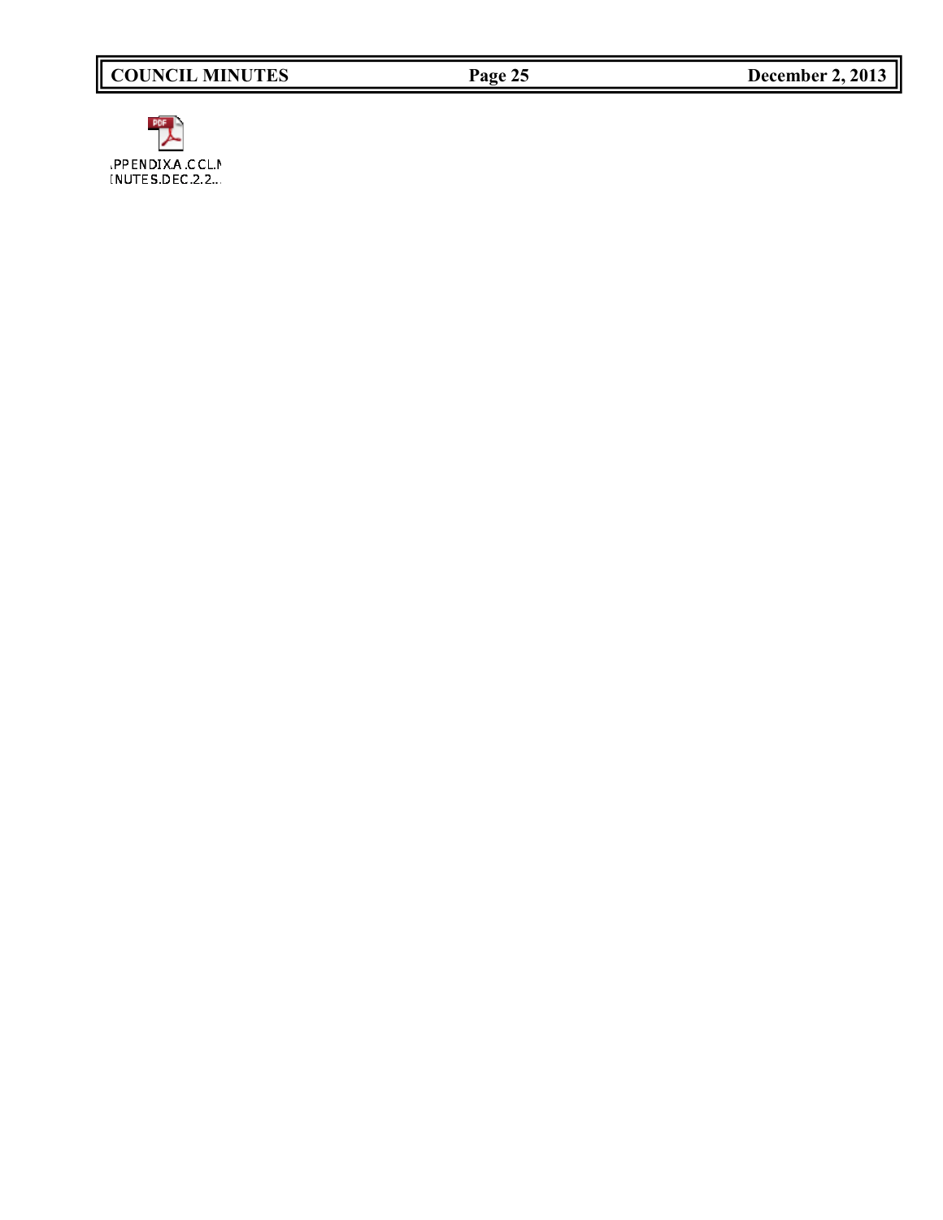.PPENDIXA.CCL.M
[NUTES.DEC.2.2...